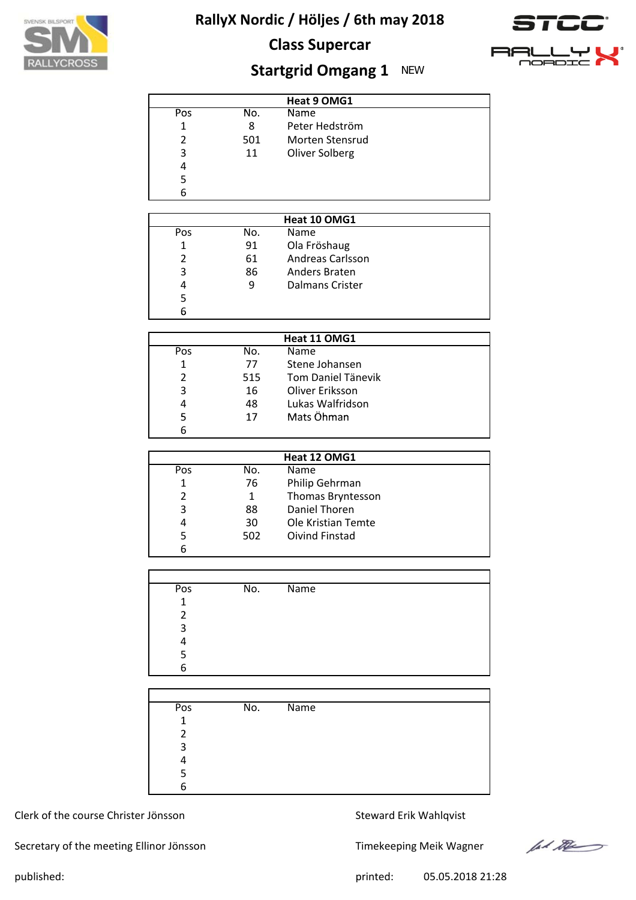# RallyX Nordic / Höljes / 6th may 2018

## Class Supercar

## Startgrid Omgang 1 NEW

| Heat 9 OMG1 | | |
|---|---|---|
| Pos | No. | Name |
| 1 | 8 | Peter Hedström |
| 2 | 501 | Morten Stensrud |
| 3 | 11 | Oliver Solberg |
| 4 | | |
| 5 | | |
| 6 | | |

| Heat 10 OMG1 | | |
|---|---|---|
| Pos | No. | Name |
| 1 | 91 | Ola Fröshaug |
| 2 | 61 | Andreas Carlsson |
| 3 | 86 | Anders Braten |
| 4 | 9 | Dalmans Crister |
| 5 | | |
| 6 | | |

| Heat 11 OMG1 | | |
|---|---|---|
| Pos | No. | Name |
| 1 | 77 | Stene Johansen |
| 2 | 515 | Tom Daniel Tänevik |
| 3 | 16 | Oliver Eriksson |
| 4 | 48 | Lukas Walfridson |
| 5 | 17 | Mats Öhman |
| 6 | | |

| Heat 12 OMG1 | | |
|---|---|---|
| Pos | No. | Name |
| 1 | 76 | Philip Gehrman |
| 2 | 1 | Thomas Bryntesson |
| 3 | 88 | Daniel Thoren |
| 4 | 30 | Ole Kristian Temte |
| 5 | 502 | Oivind Finstad |
| 6 | | |

| Pos | No. | Name |
|---|---|---|
| 1 | | |
| 2 | | |
| 3 | | |
| 4 | | |
| 5 | | |
| 6 | | |

| Pos | No. | Name |
|---|---|---|
| 1 | | |
| 2 | | |
| 3 | | |
| 4 | | |
| 5 | | |
| 6 | | |

Clerk of the course Christer Jönsson

Steward Erik Wahlqvist

Secretary of the meeting Ellinor Jönsson

Timekeeping Meik Wagner

published:

printed: 05.05.2018 21:28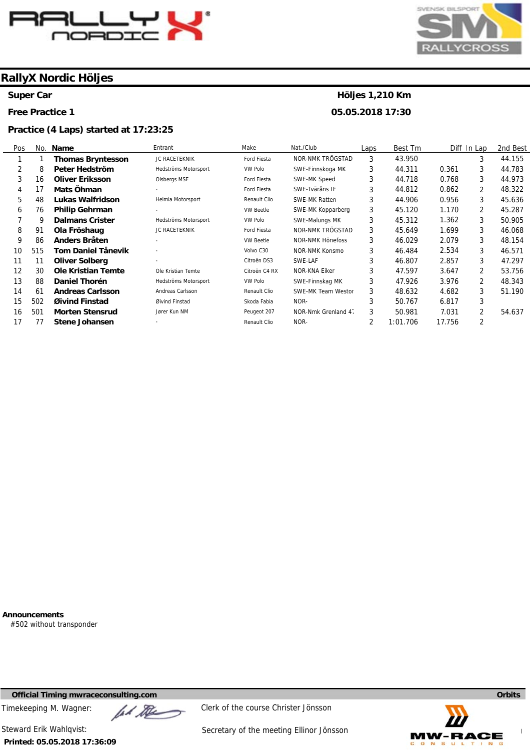# RallyX Nordic Höljes

**Super Car** | **Höljes 1,210 Km**

**Free Practice 1** | **05.05.2018 17:30**

**Practice (4 Laps) started at 17:23:25**

| Pos | No. | Name | Entrant | Make | Nat./Club | Laps | Best Tm | Diff | In Lap | 2nd Best |
|---|---|---|---|---|---|---|---|---|---|---|
| 1 | 1 | **Thomas Bryntesson** | JC RACETEKNIK | Ford Fiesta | NOR-NMK TRÖGSTAD | 3 | 43.950 | | 3 | 44.155 |
| 2 | 8 | **Peter Hedström** | Hedströms Motorsport | VW Polo | SWE-Finnskoga MK | 3 | 44.311 | 0.361 | 3 | 44.783 |
| 3 | 16 | **Oliver Eriksson** | Olsbergs MSE | Ford Fiesta | SWE-MK Speed | 3 | 44.718 | 0.768 | 3 | 44.973 |
| 4 | 17 | **Mats Öhman** | - | Ford Fiesta | SWE-Tvåråns IF | 3 | 44.812 | 0.862 | 2 | 48.322 |
| 5 | 48 | **Lukas Walfridson** | Helmia Motorsport | Renault Clio | SWE-MK Ratten | 3 | 44.906 | 0.956 | 3 | 45.636 |
| 6 | 76 | **Philip Gehrman** | - | VW Beetle | SWE-MK Kopparberg | 3 | 45.120 | 1.170 | 2 | 45.287 |
| 7 | 9 | **Dalmans Crister** | Hedströms Motorsport | VW Polo | SWE-Malungs MK | 3 | 45.312 | 1.362 | 3 | 50.905 |
| 8 | 91 | **Ola Fröshaug** | JC RACETEKNIK | Ford Fiesta | NOR-NMK TRÖGSTAD | 3 | 45.649 | 1.699 | 3 | 46.068 |
| 9 | 86 | **Anders Bråten** | - | VW Beetle | NOR-NMK Hönefoss | 3 | 46.029 | 2.079 | 3 | 48.154 |
| 10 | 515 | **Tom Daniel Tånevik** | - | Volvo C30 | NOR-NMK Konsmo | 3 | 46.484 | 2.534 | 3 | 46.571 |
| 11 | 11 | **Oliver Solberg** | - | Citroën DS3 | SWE-LAF | 3 | 46.807 | 2.857 | 3 | 47.297 |
| 12 | 30 | **Ole Kristian Temte** | Ole Kristian Temte | Citroën C4 RX | NOR-KNA Eiker | 3 | 47.597 | 3.647 | 2 | 53.756 |
| 13 | 88 | **Daniel Thorén** | Hedströms Motorsport | VW Polo | SWE-Finnskag MK | 3 | 47.926 | 3.976 | 2 | 48.343 |
| 14 | 61 | **Andreas Carlsson** | Andreas Carlsson | Renault Clio | SWE-MK Team Westor | 3 | 48.632 | 4.682 | 3 | 51.190 |
| 15 | 502 | **Øivind Finstad** | Øivind Finstad | Skoda Fabia | NOR- | 3 | 50.767 | 6.817 | 3 | |
| 16 | 501 | **Morten Stensrud** | Jører Kun NM | Peugeot 207 | NOR-Nmk Grenland 47 | 3 | 50.981 | 7.031 | 2 | 54.637 |
| 17 | 77 | **Stene Johansen** | - | Renault Clio | NOR- | 2 | 1:01.706 | 17.756 | 2 | |

**Announcements**

#502 without transponder

**Official Timing mwraceconsulting.com** | **Orbits**

Timekeeping M. Wagner:

Clerk of the course Christer Jönsson

Steward Erik Wahlqvist:

Secretary of the meeting Ellinor Jönsson

**Printed: 05.05.2018 17:36:09**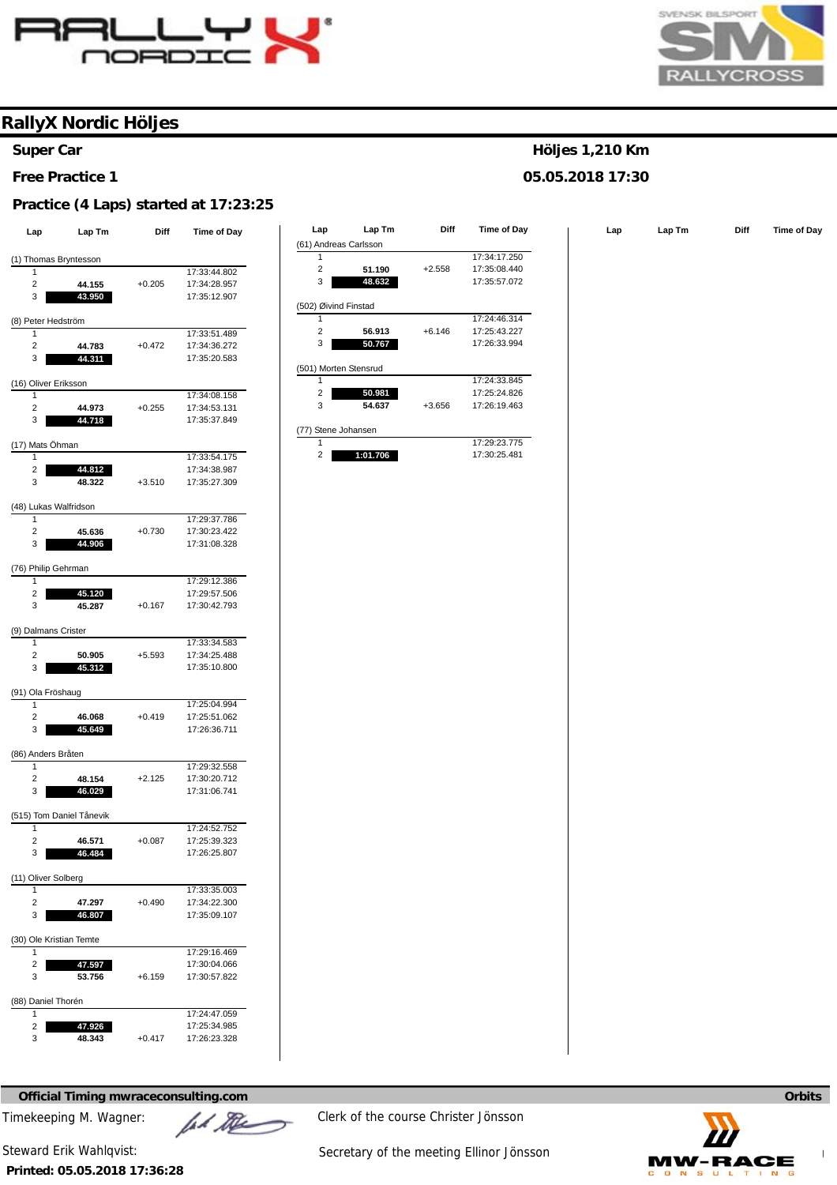# RallyX Nordic Höljes

**Super Car** — **Höljes 1,210 Km**

**Free Practice 1** — **05.05.2018 17:30**

**Practice (4 Laps) started at 17:23:25**

| Lap | Lap Tm | Diff | Time of Day |
|---|---|---|---|
| **(1) Thomas Bryntesson** | | | |
| 1 | | | 17:33:44.802 |
| 2 | 44.155 | +0.205 | 17:34:28.957 |
| 3 | **43.950** | | 17:35:12.907 |
| **(8) Peter Hedström** | | | |
| 1 | | | 17:33:51.489 |
| 2 | 44.783 | +0.472 | 17:34:36.272 |
| 3 | **44.311** | | 17:35:20.583 |
| **(16) Oliver Eriksson** | | | |
| 1 | | | 17:34:08.158 |
| 2 | 44.973 | +0.255 | 17:34:53.131 |
| 3 | **44.718** | | 17:35:37.849 |
| **(17) Mats Öhman** | | | |
| 1 | | | 17:33:54.175 |
| 2 | **44.812** | | 17:34:38.987 |
| 3 | 48.322 | +3.510 | 17:35:27.309 |
| **(48) Lukas Walfridson** | | | |
| 1 | | | 17:29:37.786 |
| 2 | 45.636 | +0.730 | 17:30:23.422 |
| 3 | **44.906** | | 17:31:08.328 |
| **(76) Philip Gehrman** | | | |
| 1 | | | 17:29:12.386 |
| 2 | **45.120** | | 17:29:57.506 |
| 3 | 45.287 | +0.167 | 17:30:42.793 |
| **(9) Dalmans Crister** | | | |
| 1 | | | 17:33:34.583 |
| 2 | 50.905 | +5.593 | 17:34:25.488 |
| 3 | **45.312** | | 17:35:10.800 |
| **(91) Ola Fröshaug** | | | |
| 1 | | | 17:25:04.994 |
| 2 | 46.068 | +0.419 | 17:25:51.062 |
| 3 | **45.649** | | 17:26:36.711 |
| **(86) Anders Bråten** | | | |
| 1 | | | 17:29:32.558 |
| 2 | 48.154 | +2.125 | 17:30:20.712 |
| 3 | **46.029** | | 17:31:06.741 |
| **(515) Tom Daniel Tånevik** | | | |
| 1 | | | 17:24:52.752 |
| 2 | 46.571 | +0.087 | 17:25:39.323 |
| 3 | **46.484** | | 17:26:25.807 |
| **(11) Oliver Solberg** | | | |
| 1 | | | 17:33:35.003 |
| 2 | 47.297 | +0.490 | 17:34:22.300 |
| 3 | **46.807** | | 17:35:09.107 |
| **(30) Ole Kristian Temte** | | | |
| 1 | | | 17:29:16.469 |
| 2 | **47.597** | | 17:30:04.066 |
| 3 | 53.756 | +6.159 | 17:30:57.822 |
| **(88) Daniel Thorén** | | | |
| 1 | | | 17:24:47.059 |
| 2 | **47.926** | | 17:25:34.985 |
| 3 | 48.343 | +0.417 | 17:26:23.328 |
| **(61) Andreas Carlsson** | | | |
| 1 | | | 17:34:17.250 |
| 2 | 51.190 | +2.558 | 17:35:08.440 |
| 3 | **48.632** | | 17:35:57.072 |
| **(502) Øivind Finstad** | | | |
| 1 | | | 17:24:46.314 |
| 2 | 56.913 | +6.146 | 17:25:43.227 |
| 3 | **50.767** | | 17:26:33.994 |
| **(501) Morten Stensrud** | | | |
| 1 | | | 17:24:33.845 |
| 2 | **50.981** | | 17:25:24.826 |
| 3 | 54.637 | +3.656 | 17:26:19.463 |
| **(77) Stene Johansen** | | | |
| 1 | | | 17:29:23.775 |
| 2 | **1:01.706** | | 17:30:25.481 |

**Official Timing mwraceconsulting.com** — **Orbits**

Timekeeping M. Wagner:

Clerk of the course Christer Jönsson

Steward Erik Wahlqvist:

Secretary of the meeting Ellinor Jönsson

**Printed: 05.05.2018 17:36:28**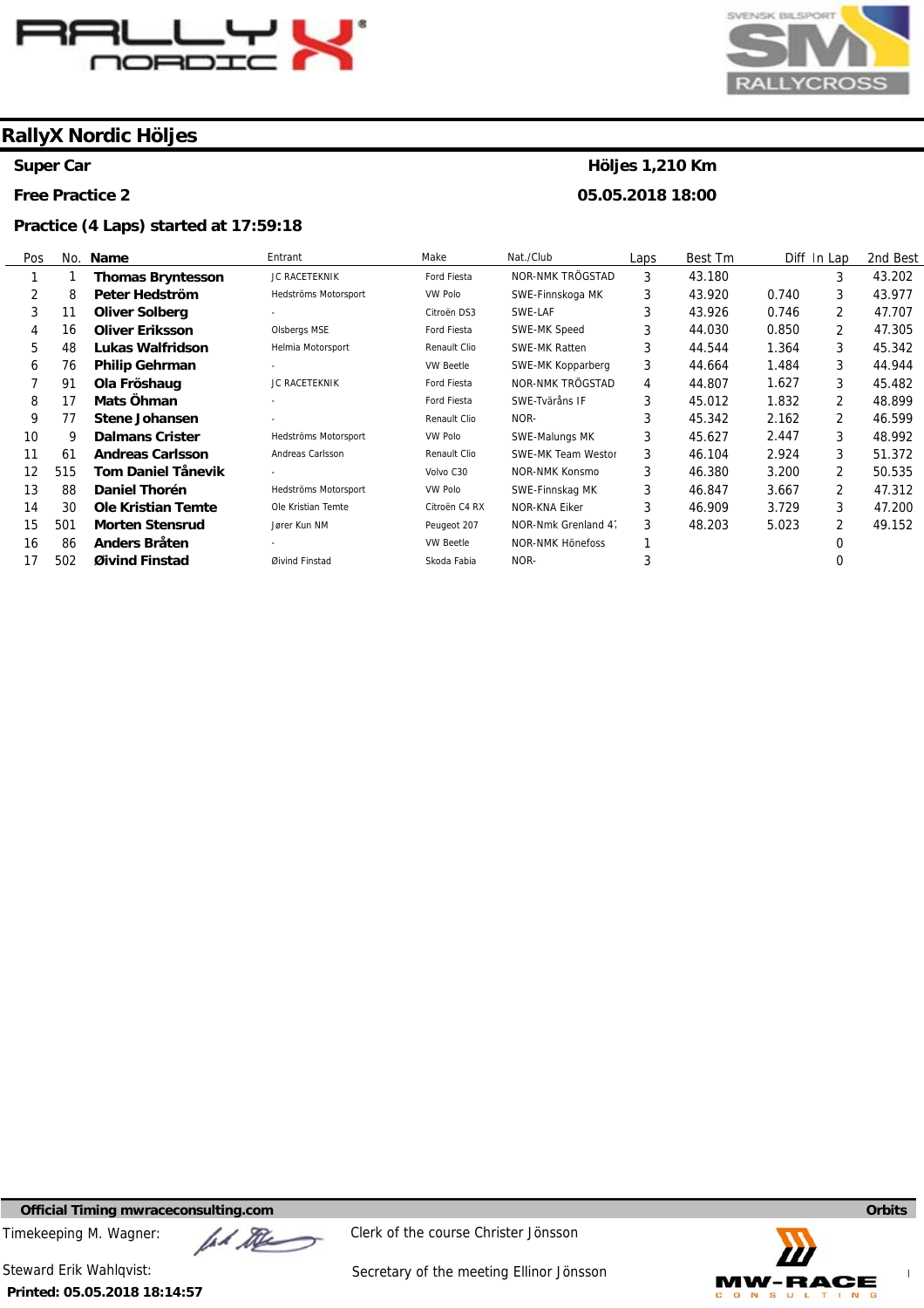# RallyX Nordic Höljes

**Super Car** — **Höljes 1,210 Km**

**Free Practice 2** — **05.05.2018 18:00**

**Practice (4 Laps) started at 17:59:18**

| Pos | No. | Name | Entrant | Make | Nat./Club | Laps | Best Tm | Diff | In Lap | 2nd Best |
|---|---|---|---|---|---|---|---|---|---|---|
| 1 | 1 | **Thomas Bryntesson** | JC RACETEKNIK | Ford Fiesta | NOR-NMK TRÖGSTAD | 3 | 43.180 | | 3 | 43.202 |
| 2 | 8 | **Peter Hedström** | Hedströms Motorsport | VW Polo | SWE-Finnskoga MK | 3 | 43.920 | 0.740 | 3 | 43.977 |
| 3 | 11 | **Oliver Solberg** | - | Citroën DS3 | SWE-LAF | 3 | 43.926 | 0.746 | 2 | 47.707 |
| 4 | 16 | **Oliver Eriksson** | Olsbergs MSE | Ford Fiesta | SWE-MK Speed | 3 | 44.030 | 0.850 | 2 | 47.305 |
| 5 | 48 | **Lukas Walfridson** | Helmia Motorsport | Renault Clio | SWE-MK Ratten | 3 | 44.544 | 1.364 | 3 | 45.342 |
| 6 | 76 | **Philip Gehrman** | - | VW Beetle | SWE-MK Kopparberg | 3 | 44.664 | 1.484 | 3 | 44.944 |
| 7 | 91 | **Ola Fröshaug** | JC RACETEKNIK | Ford Fiesta | NOR-NMK TRÖGSTAD | 4 | 44.807 | 1.627 | 3 | 45.482 |
| 8 | 17 | **Mats Öhman** | - | Ford Fiesta | SWE-Tväråns IF | 3 | 45.012 | 1.832 | 2 | 48.899 |
| 9 | 77 | **Stene Johansen** | - | Renault Clio | NOR- | 3 | 45.342 | 2.162 | 2 | 46.599 |
| 10 | 9 | **Dalmans Crister** | Hedströms Motorsport | VW Polo | SWE-Malungs MK | 3 | 45.627 | 2.447 | 3 | 48.992 |
| 11 | 61 | **Andreas Carlsson** | Andreas Carlsson | Renault Clio | SWE-MK Team Westor | 3 | 46.104 | 2.924 | 3 | 51.372 |
| 12 | 515 | **Tom Daniel Tånevik** | - | Volvo C30 | NOR-NMK Konsmo | 3 | 46.380 | 3.200 | 2 | 50.535 |
| 13 | 88 | **Daniel Thorén** | Hedströms Motorsport | VW Polo | SWE-Finnskag MK | 3 | 46.847 | 3.667 | 2 | 47.312 |
| 14 | 30 | **Ole Kristian Temte** | Ole Kristian Temte | Citroën C4 RX | NOR-KNA Eiker | 3 | 46.909 | 3.729 | 3 | 47.200 |
| 15 | 501 | **Morten Stensrud** | Jører Kun NM | Peugeot 207 | NOR-Nmk Grenland 47 | 3 | 48.203 | 5.023 | 2 | 49.152 |
| 16 | 86 | **Anders Bråten** | - | VW Beetle | NOR-NMK Hönefoss | 1 | | | 0 | |
| 17 | 502 | **Øivind Finstad** | Øivind Finstad | Skoda Fabia | NOR- | 3 | | | 0 | |

**Official Timing mwraceconsulting.com** — **Orbits**

Timekeeping M. Wagner:

Clerk of the course Christer Jönsson

Steward Erik Wahlqvist:

Secretary of the meeting Ellinor Jönsson

**Printed: 05.05.2018 18:14:57**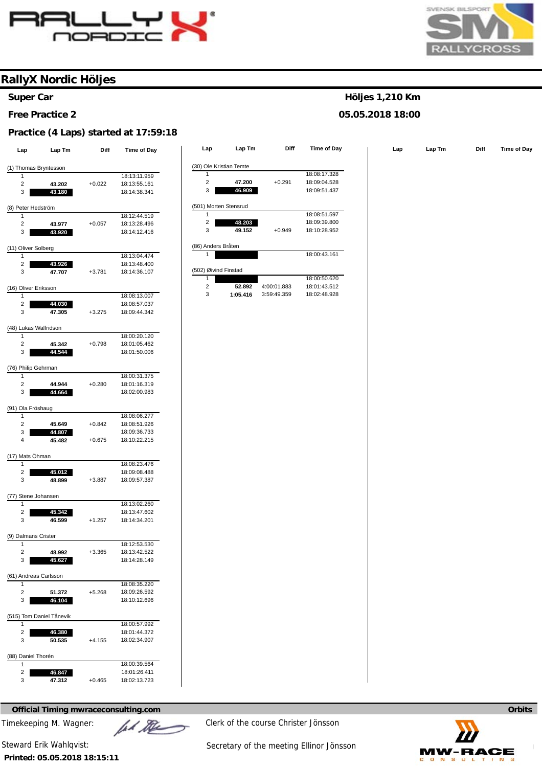# RallyX Nordic Höljes

## Super Car

**Höljes 1,210 Km**

## Free Practice 2

**05.05.2018 18:00**

### Practice (4 Laps) started at 17:59:18

| Lap | Lap Tm | Diff | Time of Day |
|---|---|---|---|
| **(1) Thomas Bryntesson** | | | |
| 1 | | | 18:13:11.959 |
| 2 | 43.202 | +0.022 | 18:13:55.161 |
| 3 | **43.180** | | 18:14:38.341 |
| **(8) Peter Hedström** | | | |
| 1 | | | 18:12:44.519 |
| 2 | 43.977 | +0.057 | 18:13:28.496 |
| 3 | **43.920** | | 18:14:12.416 |
| **(11) Oliver Solberg** | | | |
| 1 | | | 18:13:04.474 |
| 2 | **43.926** | | 18:13:48.400 |
| 3 | 47.707 | +3.781 | 18:14:36.107 |
| **(16) Oliver Eriksson** | | | |
| 1 | | | 18:08:13.007 |
| 2 | **44.030** | | 18:08:57.037 |
| 3 | 47.305 | +3.275 | 18:09:44.342 |
| **(48) Lukas Walfridson** | | | |
| 1 | | | 18:00:20.120 |
| 2 | 45.342 | +0.798 | 18:01:05.462 |
| 3 | **44.544** | | 18:01:50.006 |
| **(76) Philip Gehrman** | | | |
| 1 | | | 18:00:31.375 |
| 2 | 44.944 | +0.280 | 18:01:16.319 |
| 3 | **44.664** | | 18:02:00.983 |
| **(91) Ola Fröshaug** | | | |
| 1 | | | 18:08:06.277 |
| 2 | 45.649 | +0.842 | 18:08:51.926 |
| 3 | **44.807** | | 18:09:36.733 |
| 4 | 45.482 | +0.675 | 18:10:22.215 |
| **(17) Mats Öhman** | | | |
| 1 | | | 18:08:23.476 |
| 2 | **45.012** | | 18:09:08.488 |
| 3 | 48.899 | +3.887 | 18:09:57.387 |
| **(77) Stene Johansen** | | | |
| 1 | | | 18:13:02.260 |
| 2 | **45.342** | | 18:13:47.602 |
| 3 | 46.599 | +1.257 | 18:14:34.201 |
| **(9) Dalmans Crister** | | | |
| 1 | | | 18:12:53.530 |
| 2 | 48.992 | +3.365 | 18:13:42.522 |
| 3 | **45.627** | | 18:14:28.149 |
| **(61) Andreas Carlsson** | | | |
| 1 | | | 18:08:35.220 |
| 2 | 51.372 | +5.268 | 18:09:26.592 |
| 3 | **46.104** | | 18:10:12.696 |
| **(515) Tom Daniel Tånevik** | | | |
| 1 | | | 18:00:57.992 |
| 2 | **46.380** | | 18:01:44.372 |
| 3 | 50.535 | +4.155 | 18:02:34.907 |
| **(88) Daniel Thorén** | | | |
| 1 | | | 18:00:39.564 |
| 2 | **46.847** | | 18:01:26.411 |
| 3 | 47.312 | +0.465 | 18:02:13.723 |
| **(30) Ole Kristian Temte** | | | |
| 1 | | | 18:08:17.328 |
| 2 | 47.200 | +0.291 | 18:09:04.528 |
| 3 | **46.909** | | 18:09:51.437 |
| **(501) Morten Stensrud** | | | |
| 1 | | | 18:08:51.597 |
| 2 | **48.203** | | 18:09:39.800 |
| 3 | 49.152 | +0.949 | 18:10:28.952 |
| **(86) Anders Bråten** | | | |
| 1 | | | 18:00:43.161 |
| **(502) Øivind Finstad** | | | |
| 1 | | | 18:00:50.620 |
| 2 | 52.892 | 4:00:01.883 | 18:01:43.512 |
| 3 | 1:05.416 | 3:59:49.359 | 18:02:48.928 |

**Official Timing mwraceconsulting.com** — **Orbits**

Timekeeping M. Wagner:

Clerk of the course Christer Jönsson

Steward Erik Wahlqvist:

Secretary of the meeting Ellinor Jönsson

**Printed: 05.05.2018 18:15:11**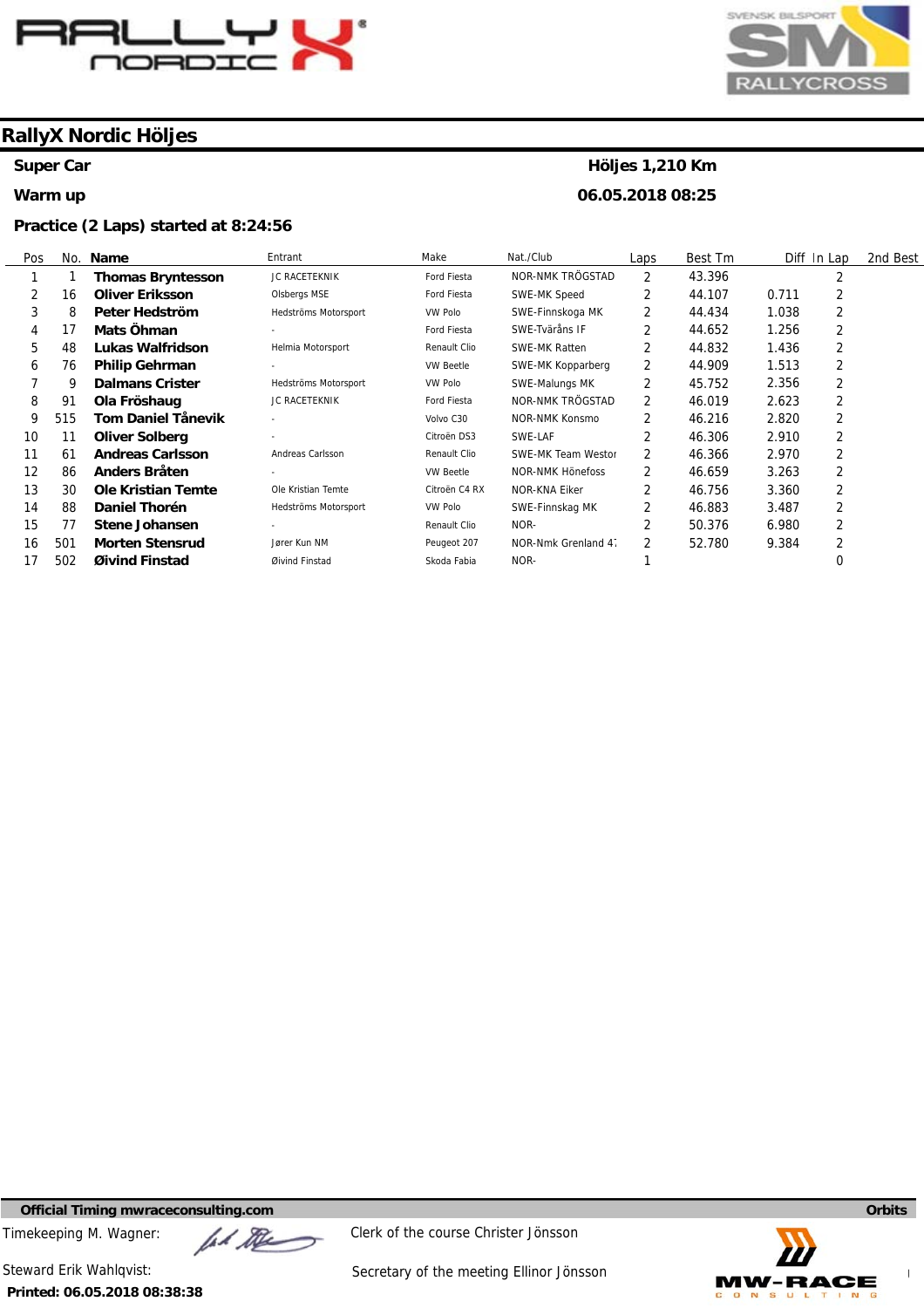# RallyX Nordic Höljes

**Super Car** — **Höljes 1,210 Km**

**Warm up** — **06.05.2018 08:25**

**Practice (2 Laps) started at 8:24:56**

| Pos | No. | Name | Entrant | Make | Nat./Club | Laps | Best Tm | Diff | In Lap | 2nd Best |
|---|---|---|---|---|---|---|---|---|---|---|
| 1 | 1 | **Thomas Bryntesson** | JC RACETEKNIK | Ford Fiesta | NOR-NMK TRÖGSTAD | 2 | 43.396 | | 2 | |
| 2 | 16 | **Oliver Eriksson** | Olsbergs MSE | Ford Fiesta | SWE-MK Speed | 2 | 44.107 | 0.711 | 2 | |
| 3 | 8 | **Peter Hedström** | Hedströms Motorsport | VW Polo | SWE-Finnskoga MK | 2 | 44.434 | 1.038 | 2 | |
| 4 | 17 | **Mats Öhman** | - | Ford Fiesta | SWE-Tvåråns IF | 2 | 44.652 | 1.256 | 2 | |
| 5 | 48 | **Lukas Walfridson** | Helmia Motorsport | Renault Clio | SWE-MK Ratten | 2 | 44.832 | 1.436 | 2 | |
| 6 | 76 | **Philip Gehrman** | - | VW Beetle | SWE-MK Kopparberg | 2 | 44.909 | 1.513 | 2 | |
| 7 | 9 | **Dalmans Crister** | Hedströms Motorsport | VW Polo | SWE-Malungs MK | 2 | 45.752 | 2.356 | 2 | |
| 8 | 91 | **Ola Fröshaug** | JC RACETEKNIK | Ford Fiesta | NOR-NMK TRÖGSTAD | 2 | 46.019 | 2.623 | 2 | |
| 9 | 515 | **Tom Daniel Tånevik** | - | Volvo C30 | NOR-NMK Konsmo | 2 | 46.216 | 2.820 | 2 | |
| 10 | 11 | **Oliver Solberg** | - | Citroën DS3 | SWE-LAF | 2 | 46.306 | 2.910 | 2 | |
| 11 | 61 | **Andreas Carlsson** | Andreas Carlsson | Renault Clio | SWE-MK Team Westor | 2 | 46.366 | 2.970 | 2 | |
| 12 | 86 | **Anders Bråten** | - | VW Beetle | NOR-NMK Hönefoss | 2 | 46.659 | 3.263 | 2 | |
| 13 | 30 | **Ole Kristian Temte** | Ole Kristian Temte | Citroën C4 RX | NOR-KNA Eiker | 2 | 46.756 | 3.360 | 2 | |
| 14 | 88 | **Daniel Thorén** | Hedströms Motorsport | VW Polo | SWE-Finnskag MK | 2 | 46.883 | 3.487 | 2 | |
| 15 | 77 | **Stene Johansen** | - | Renault Clio | NOR- | 2 | 50.376 | 6.980 | 2 | |
| 16 | 501 | **Morten Stensrud** | Jører Kun NM | Peugeot 207 | NOR-Nmk Grenland 47 | 2 | 52.780 | 9.384 | 2 | |
| 17 | 502 | **Øivind Finstad** | Øivind Finstad | Skoda Fabia | NOR- | 1 | | | 0 | |

**Official Timing mwraceconsulting.com** — **Orbits**

Timekeeping M. Wagner: — Clerk of the course Christer Jönsson

Steward Erik Wahlqvist: — Secretary of the meeting Ellinor Jönsson

**Printed: 06.05.2018 08:38:38**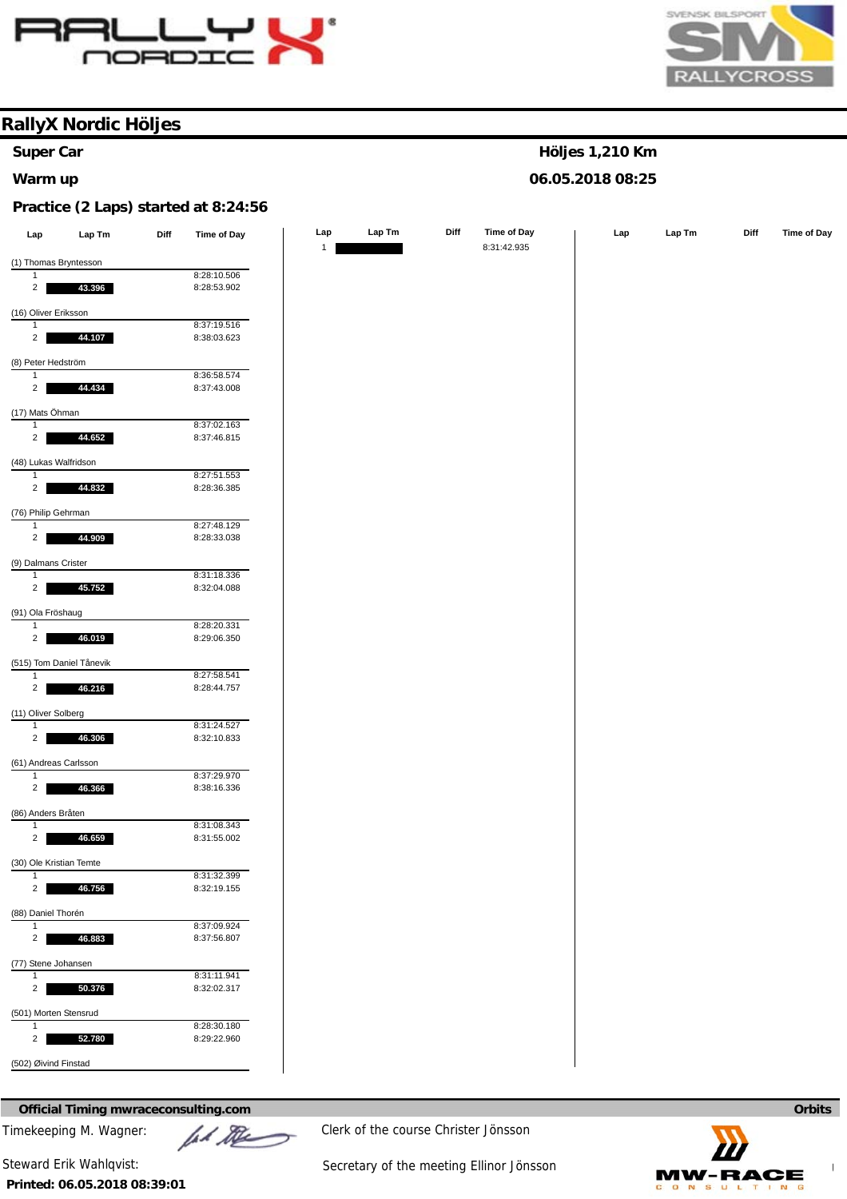# RallyX Nordic Höljes

**Super Car** — **Höljes 1,210 Km**

**Warm up** — **06.05.2018 08:25**

**Practice (2 Laps) started at 8:24:56**

| Lap | Lap Tm | Diff | Time of Day |
|---|---|---|---|
| (1) Thomas Bryntesson | | | |
| 1 | | | 8:28:10.506 |
| 2 | 43.396 | | 8:28:53.902 |
| (16) Oliver Eriksson | | | |
| 1 | | | 8:37:19.516 |
| 2 | 44.107 | | 8:38:03.623 |
| (8) Peter Hedström | | | |
| 1 | | | 8:36:58.574 |
| 2 | 44.434 | | 8:37:43.008 |
| (17) Mats Öhman | | | |
| 1 | | | 8:37:02.163 |
| 2 | 44.652 | | 8:37:46.815 |
| (48) Lukas Walfridson | | | |
| 1 | | | 8:27:51.553 |
| 2 | 44.832 | | 8:28:36.385 |
| (76) Philip Gehrman | | | |
| 1 | | | 8:27:48.129 |
| 2 | 44.909 | | 8:28:33.038 |
| (9) Dalmans Crister | | | |
| 1 | | | 8:31:18.336 |
| 2 | 45.752 | | 8:32:04.088 |
| (91) Ola Fröshaug | | | |
| 1 | | | 8:28:20.331 |
| 2 | 46.019 | | 8:29:06.350 |
| (515) Tom Daniel Tånevik | | | |
| 1 | | | 8:27:58.541 |
| 2 | 46.216 | | 8:28:44.757 |
| (11) Oliver Solberg | | | |
| 1 | | | 8:31:24.527 |
| 2 | 46.306 | | 8:32:10.833 |
| (61) Andreas Carlsson | | | |
| 1 | | | 8:37:29.970 |
| 2 | 46.366 | | 8:38:16.336 |
| (86) Anders Bråten | | | |
| 1 | | | 8:31:08.343 |
| 2 | 46.659 | | 8:31:55.002 |
| (30) Ole Kristian Temte | | | |
| 1 | | | 8:31:32.399 |
| 2 | 46.756 | | 8:32:19.155 |
| (88) Daniel Thorén | | | |
| 1 | | | 8:37:09.924 |
| 2 | 46.883 | | 8:37:56.807 |
| (77) Stene Johansen | | | |
| 1 | | | 8:31:11.941 |
| 2 | 50.376 | | 8:32:02.317 |
| (501) Morten Stensrud | | | |
| 1 | | | 8:28:30.180 |
| 2 | 52.780 | | 8:29:22.960 |
| (502) Øivind Finstad | | | |
| 1 | | | 8:31:42.935 |

**Official Timing mwraceconsulting.com** — **Orbits**

Timekeeping M. Wagner:

Clerk of the course Christer Jönsson

Steward Erik Wahlqvist:

Secretary of the meeting Ellinor Jönsson

**Printed: 06.05.2018 08:39:01**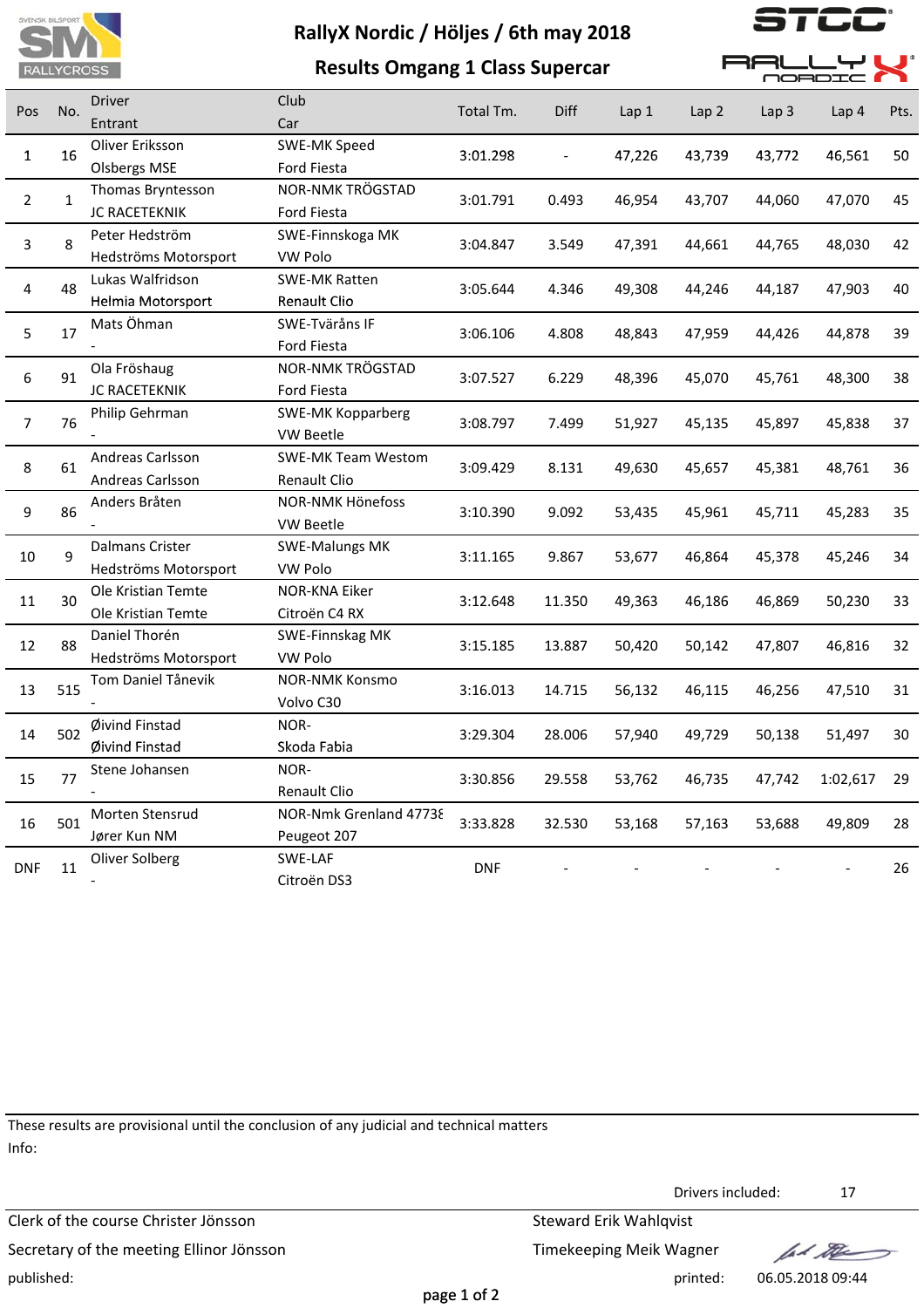# RallyX Nordic / Höljes / 6th may 2018

## Results Omgang 1 Class Supercar

| Pos | No. | Driver<br>Entrant | Club<br>Car | Total Tm. | Diff | Lap 1 | Lap 2 | Lap 3 | Lap 4 | Pts. |
|---|---|---|---|---|---|---|---|---|---|---|
| 1 | 16 | Oliver Eriksson<br>Olsbergs MSE | SWE-MK Speed<br>Ford Fiesta | 3:01.298 | - | 47,226 | 43,739 | 43,772 | 46,561 | 50 |
| 2 | 1 | Thomas Bryntesson<br>JC RACETEKNIK | NOR-NMK TRÖGSTAD<br>Ford Fiesta | 3:01.791 | 0.493 | 46,954 | 43,707 | 44,060 | 47,070 | 45 |
| 3 | 8 | Peter Hedström<br>Hedströms Motorsport | SWE-Finnskoga MK<br>VW Polo | 3:04.847 | 3.549 | 47,391 | 44,661 | 44,765 | 48,030 | 42 |
| 4 | 48 | Lukas Walfridson<br>Helmia Motorsport | SWE-MK Ratten<br>Renault Clio | 3:05.644 | 4.346 | 49,308 | 44,246 | 44,187 | 47,903 | 40 |
| 5 | 17 | Mats Öhman<br>- | SWE-Tväråns IF<br>Ford Fiesta | 3:06.106 | 4.808 | 48,843 | 47,959 | 44,426 | 44,878 | 39 |
| 6 | 91 | Ola Fröshaug<br>JC RACETEKNIK | NOR-NMK TRÖGSTAD<br>Ford Fiesta | 3:07.527 | 6.229 | 48,396 | 45,070 | 45,761 | 48,300 | 38 |
| 7 | 76 | Philip Gehrman<br>- | SWE-MK Kopparberg<br>VW Beetle | 3:08.797 | 7.499 | 51,927 | 45,135 | 45,897 | 45,838 | 37 |
| 8 | 61 | Andreas Carlsson<br>Andreas Carlsson | SWE-MK Team Westom<br>Renault Clio | 3:09.429 | 8.131 | 49,630 | 45,657 | 45,381 | 48,761 | 36 |
| 9 | 86 | Anders Bråten<br>- | NOR-NMK Hönefoss<br>VW Beetle | 3:10.390 | 9.092 | 53,435 | 45,961 | 45,711 | 45,283 | 35 |
| 10 | 9 | Dalmans Crister<br>Hedströms Motorsport | SWE-Malungs MK<br>VW Polo | 3:11.165 | 9.867 | 53,677 | 46,864 | 45,378 | 45,246 | 34 |
| 11 | 30 | Ole Kristian Temte<br>Ole Kristian Temte | NOR-KNA Eiker<br>Citroën C4 RX | 3:12.648 | 11.350 | 49,363 | 46,186 | 46,869 | 50,230 | 33 |
| 12 | 88 | Daniel Thorén<br>Hedströms Motorsport | SWE-Finnskag MK<br>VW Polo | 3:15.185 | 13.887 | 50,420 | 50,142 | 47,807 | 46,816 | 32 |
| 13 | 515 | Tom Daniel Tånevik<br>- | NOR-NMK Konsmo<br>Volvo C30 | 3:16.013 | 14.715 | 56,132 | 46,115 | 46,256 | 47,510 | 31 |
| 14 | 502 | Øivind Finstad<br>Øivind Finstad | NOR-<br>Skoda Fabia | 3:29.304 | 28.006 | 57,940 | 49,729 | 50,138 | 51,497 | 30 |
| 15 | 77 | Stene Johansen<br>- | NOR-<br>Renault Clio | 3:30.856 | 29.558 | 53,762 | 46,735 | 47,742 | 1:02,617 | 29 |
| 16 | 501 | Morten Stensrud<br>Jører Kun NM | NOR-Nmk Grenland 47738<br>Peugeot 207 | 3:33.828 | 32.530 | 53,168 | 57,163 | 53,688 | 49,809 | 28 |
| DNF | 11 | Oliver Solberg<br>- | SWE-LAF<br>Citroën DS3 | DNF | - | - | - | - | - | 26 |

These results are provisional until the conclusion of any judicial and technical matters

Info:

Drivers included: 17

Clerk of the course Christer Jönsson

Steward Erik Wahlqvist

Secretary of the meeting Ellinor Jönsson

Timekeeping Meik Wagner

published:

printed: 06.05.2018 09:44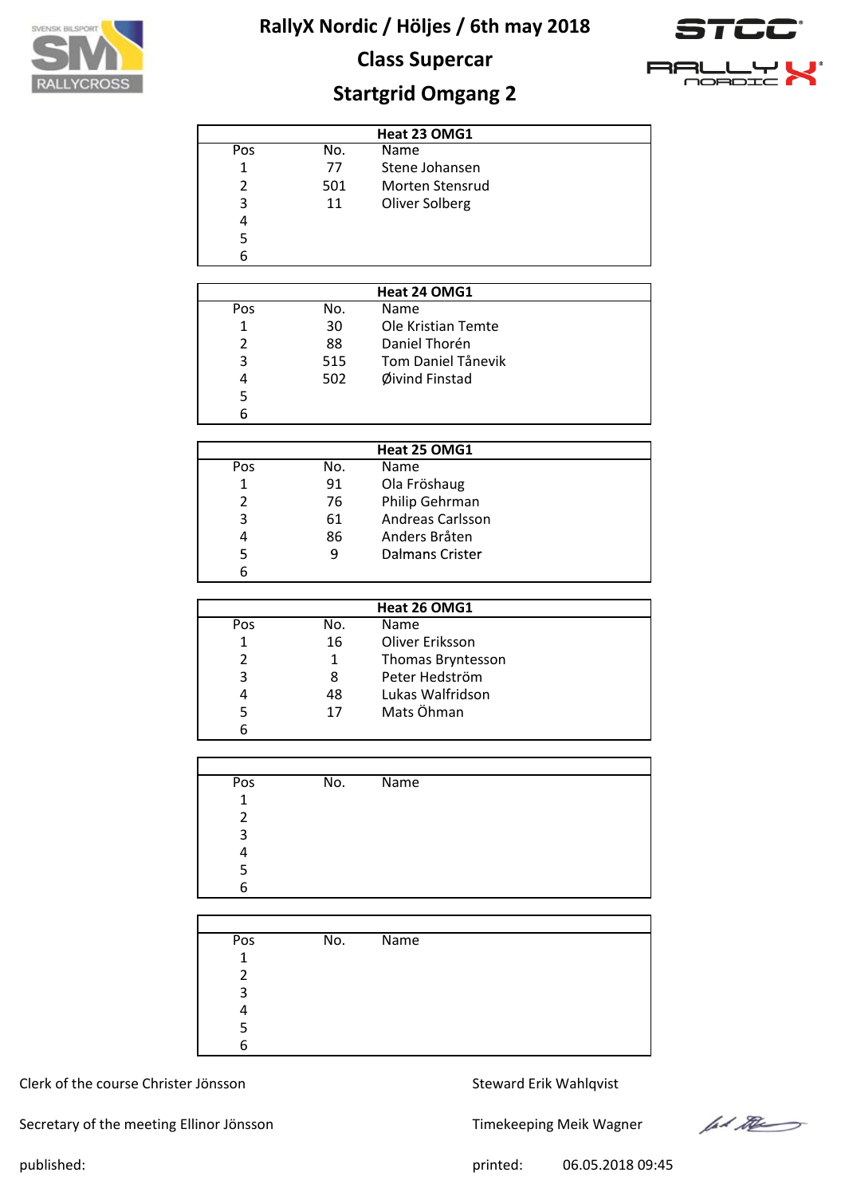# RallyX Nordic / Höljes / 6th may 2018

## Class Supercar

## Startgrid Omgang 2

| Heat 23 OMG1 | | |
|---|---|---|
| Pos | No. | Name |
| 1 | 77 | Stene Johansen |
| 2 | 501 | Morten Stensrud |
| 3 | 11 | Oliver Solberg |
| 4 | | |
| 5 | | |
| 6 | | |

| Heat 24 OMG1 | | |
|---|---|---|
| Pos | No. | Name |
| 1 | 30 | Ole Kristian Temte |
| 2 | 88 | Daniel Thorén |
| 3 | 515 | Tom Daniel Tånevik |
| 4 | 502 | Øivind Finstad |
| 5 | | |
| 6 | | |

| Heat 25 OMG1 | | |
|---|---|---|
| Pos | No. | Name |
| 1 | 91 | Ola Fröshaug |
| 2 | 76 | Philip Gehrman |
| 3 | 61 | Andreas Carlsson |
| 4 | 86 | Anders Bråten |
| 5 | 9 | Dalmans Crister |
| 6 | | |

| Heat 26 OMG1 | | |
|---|---|---|
| Pos | No. | Name |
| 1 | 16 | Oliver Eriksson |
| 2 | 1 | Thomas Bryntesson |
| 3 | 8 | Peter Hedström |
| 4 | 48 | Lukas Walfridson |
| 5 | 17 | Mats Öhman |
| 6 | | |

| | | |
|---|---|---|
| Pos | No. | Name |
| 1 | | |
| 2 | | |
| 3 | | |
| 4 | | |
| 5 | | |
| 6 | | |

| | | |
|---|---|---|
| Pos | No. | Name |
| 1 | | |
| 2 | | |
| 3 | | |
| 4 | | |
| 5 | | |
| 6 | | |

Clerk of the course Christer Jönsson

Steward Erik Wahlqvist

Secretary of the meeting Ellinor Jönsson

Timekeeping Meik Wagner

published:

printed: 06.05.2018 09:45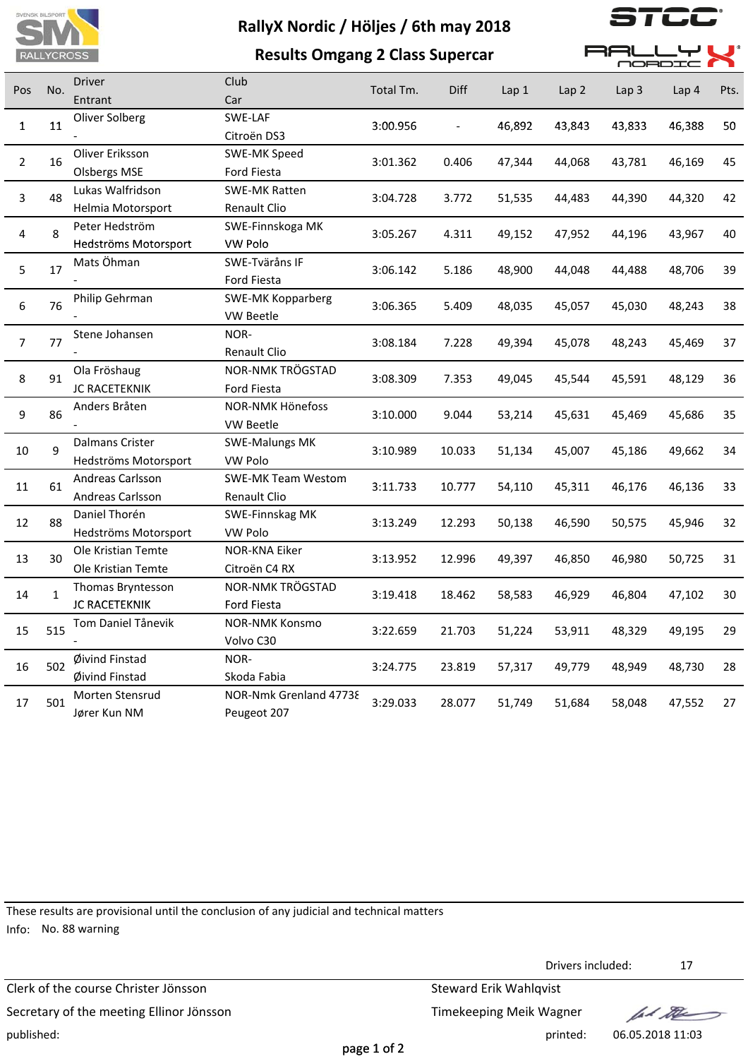# RallyX Nordic / Höljes / 6th may 2018

## Results Omgang 2 Class Supercar

| Pos | No. | Driver / Entrant | Club / Car | Total Tm. | Diff | Lap 1 | Lap 2 | Lap 3 | Lap 4 | Pts. |
|---|---|---|---|---|---|---|---|---|---|---|
| 1 | 11 | Oliver Solberg<br>- | SWE-LAF<br>Citroën DS3 | 3:00.956 | - | 46,892 | 43,843 | 43,833 | 46,388 | 50 |
| 2 | 16 | Oliver Eriksson<br>Olsbergs MSE | SWE-MK Speed<br>Ford Fiesta | 3:01.362 | 0.406 | 47,344 | 44,068 | 43,781 | 46,169 | 45 |
| 3 | 48 | Lukas Walfridson<br>Helmia Motorsport | SWE-MK Ratten<br>Renault Clio | 3:04.728 | 3.772 | 51,535 | 44,483 | 44,390 | 44,320 | 42 |
| 4 | 8 | Peter Hedström<br>Hedströms Motorsport | SWE-Finnskoga MK<br>VW Polo | 3:05.267 | 4.311 | 49,152 | 47,952 | 44,196 | 43,967 | 40 |
| 5 | 17 | Mats Öhman<br>- | SWE-Tväråns IF<br>Ford Fiesta | 3:06.142 | 5.186 | 48,900 | 44,048 | 44,488 | 48,706 | 39 |
| 6 | 76 | Philip Gehrman<br>- | SWE-MK Kopparberg<br>VW Beetle | 3:06.365 | 5.409 | 48,035 | 45,057 | 45,030 | 48,243 | 38 |
| 7 | 77 | Stene Johansen<br>- | NOR-<br>Renault Clio | 3:08.184 | 7.228 | 49,394 | 45,078 | 48,243 | 45,469 | 37 |
| 8 | 91 | Ola Fröshaug<br>JC RACETEKNIK | NOR-NMK TRÖGSTAD<br>Ford Fiesta | 3:08.309 | 7.353 | 49,045 | 45,544 | 45,591 | 48,129 | 36 |
| 9 | 86 | Anders Bråten<br>- | NOR-NMK Hönefoss<br>VW Beetle | 3:10.000 | 9.044 | 53,214 | 45,631 | 45,469 | 45,686 | 35 |
| 10 | 9 | Dalmans Crister<br>Hedströms Motorsport | SWE-Malungs MK<br>VW Polo | 3:10.989 | 10.033 | 51,134 | 45,007 | 45,186 | 49,662 | 34 |
| 11 | 61 | Andreas Carlsson<br>Andreas Carlsson | SWE-MK Team Westom<br>Renault Clio | 3:11.733 | 10.777 | 54,110 | 45,311 | 46,176 | 46,136 | 33 |
| 12 | 88 | Daniel Thorén<br>Hedströms Motorsport | SWE-Finnskag MK<br>VW Polo | 3:13.249 | 12.293 | 50,138 | 46,590 | 50,575 | 45,946 | 32 |
| 13 | 30 | Ole Kristian Temte<br>Ole Kristian Temte | NOR-KNA Eiker<br>Citroën C4 RX | 3:13.952 | 12.996 | 49,397 | 46,850 | 46,980 | 50,725 | 31 |
| 14 | 1 | Thomas Bryntesson<br>JC RACETEKNIK | NOR-NMK TRÖGSTAD<br>Ford Fiesta | 3:19.418 | 18.462 | 58,583 | 46,929 | 46,804 | 47,102 | 30 |
| 15 | 515 | Tom Daniel Tånevik<br>- | NOR-NMK Konsmo<br>Volvo C30 | 3:22.659 | 21.703 | 51,224 | 53,911 | 48,329 | 49,195 | 29 |
| 16 | 502 | Øivind Finstad<br>Øivind Finstad | NOR-<br>Skoda Fabia | 3:24.775 | 23.819 | 57,317 | 49,779 | 48,949 | 48,730 | 28 |
| 17 | 501 | Morten Stensrud<br>Jører Kun NM | NOR-Nmk Grenland 4773ℇ<br>Peugeot 207 | 3:29.033 | 28.077 | 51,749 | 51,684 | 58,048 | 47,552 | 27 |

These results are provisional until the conclusion of any judicial and technical matters

Info: No. 88 warning

Drivers included: 17

Clerk of the course Christer Jönsson

Steward Erik Wahlqvist

Secretary of the meeting Ellinor Jönsson

Timekeeping Meik Wagner

published:

printed: 06.05.2018 11:03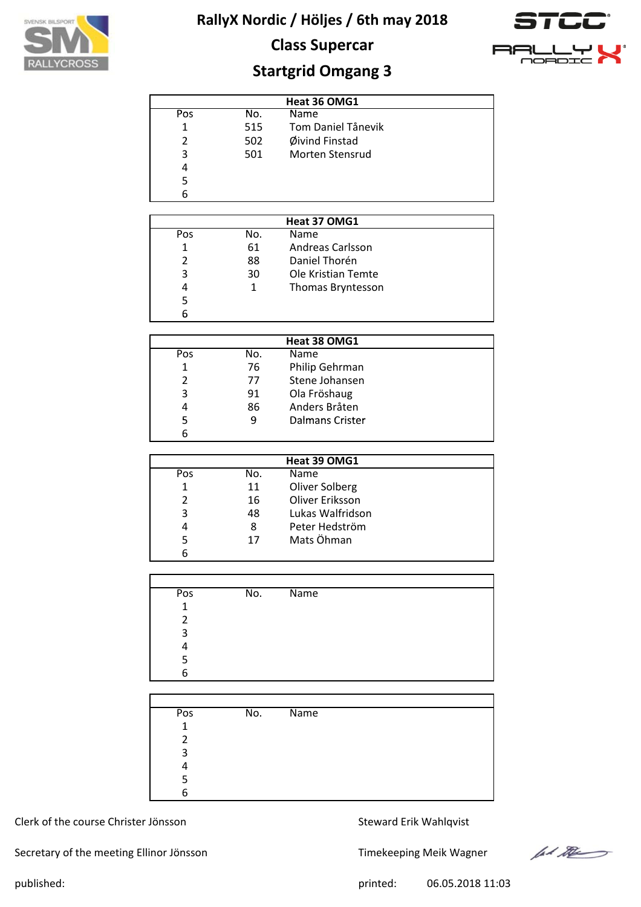# RallyX Nordic / Höljes / 6th may 2018

## Class Supercar

## Startgrid Omgang 3

| Heat 36 OMG1 | | |
|---|---|---|
| Pos | No. | Name |
| 1 | 515 | Tom Daniel Tånevik |
| 2 | 502 | Øivind Finstad |
| 3 | 501 | Morten Stensrud |
| 4 | | |
| 5 | | |
| 6 | | |

| Heat 37 OMG1 | | |
|---|---|---|
| Pos | No. | Name |
| 1 | 61 | Andreas Carlsson |
| 2 | 88 | Daniel Thorén |
| 3 | 30 | Ole Kristian Temte |
| 4 | 1 | Thomas Bryntesson |
| 5 | | |
| 6 | | |

| Heat 38 OMG1 | | |
|---|---|---|
| Pos | No. | Name |
| 1 | 76 | Philip Gehrman |
| 2 | 77 | Stene Johansen |
| 3 | 91 | Ola Fröshaug |
| 4 | 86 | Anders Bråten |
| 5 | 9 | Dalmans Crister |
| 6 | | |

| Heat 39 OMG1 | | |
|---|---|---|
| Pos | No. | Name |
| 1 | 11 | Oliver Solberg |
| 2 | 16 | Oliver Eriksson |
| 3 | 48 | Lukas Walfridson |
| 4 | 8 | Peter Hedström |
| 5 | 17 | Mats Öhman |
| 6 | | |

| Pos | No. | Name |
|---|---|---|
| 1 | | |
| 2 | | |
| 3 | | |
| 4 | | |
| 5 | | |
| 6 | | |

| Pos | No. | Name |
|---|---|---|
| 1 | | |
| 2 | | |
| 3 | | |
| 4 | | |
| 5 | | |
| 6 | | |

Clerk of the course Christer Jönsson

Steward Erik Wahlqvist

Secretary of the meeting Ellinor Jönsson

Timekeeping Meik Wagner

published:

printed: 06.05.2018 11:03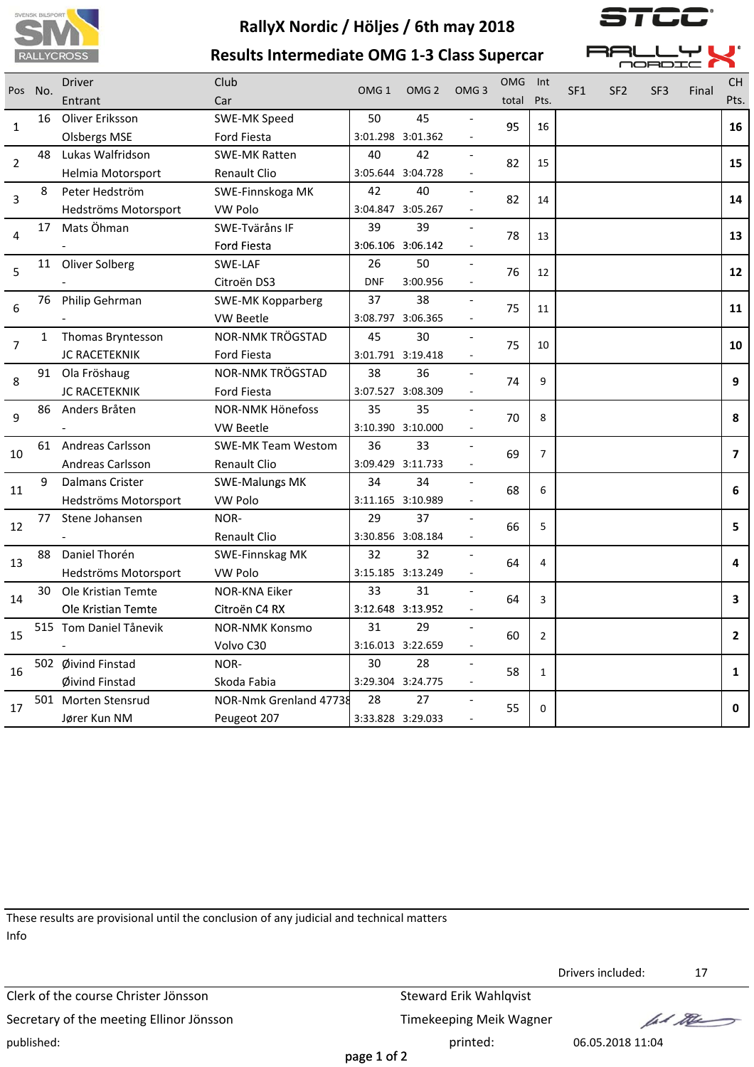# RallyX Nordic / Höljes / 6th may 2018

## Results Intermediate OMG 1-3 Class Supercar

| Pos | No. | Driver / Entrant | Club / Car | OMG 1 | OMG 2 | OMG 3 | OMG total | Int Pts. | SF1 | SF2 | SF3 | Final | CH Pts. |
|---|---|---|---|---|---|---|---|---|---|---|---|---|---|
| 1 | 16 | Oliver Eriksson / Olsbergs MSE | SWE-MK Speed / Ford Fiesta | 50 / 3:01.298 | 45 / 3:01.362 | - / - | 95 | 16 | | | | | **16** |
| 2 | 48 | Lukas Walfridson / Helmia Motorsport | SWE-MK Ratten / Renault Clio | 40 / 3:05.644 | 42 / 3:04.728 | - / - | 82 | 15 | | | | | **15** |
| 3 | 8 | Peter Hedström / Hedströms Motorsport | SWE-Finnskoga MK / VW Polo | 42 / 3:04.847 | 40 / 3:05.267 | - / - | 82 | 14 | | | | | **14** |
| 4 | 17 | Mats Öhman / - | SWE-Tväråns IF / Ford Fiesta | 39 / 3:06.106 | 39 / 3:06.142 | - / - | 78 | 13 | | | | | **13** |
| 5 | 11 | Oliver Solberg / - | SWE-LAF / Citroën DS3 | 26 / DNF | 50 / 3:00.956 | - / - | 76 | 12 | | | | | **12** |
| 6 | 76 | Philip Gehrman / - | SWE-MK Kopparberg / VW Beetle | 37 / 3:08.797 | 38 / 3:06.365 | - / - | 75 | 11 | | | | | **11** |
| 7 | 1 | Thomas Bryntesson / JC RACETEKNIK | NOR-NMK TRÖGSTAD / Ford Fiesta | 45 / 3:01.791 | 30 / 3:19.418 | - / - | 75 | 10 | | | | | **10** |
| 8 | 91 | Ola Fröshaug / JC RACETEKNIK | NOR-NMK TRÖGSTAD / Ford Fiesta | 38 / 3:07.527 | 36 / 3:08.309 | - / - | 74 | 9 | | | | | **9** |
| 9 | 86 | Anders Bråten / - | NOR-NMK Hönefoss / VW Beetle | 35 / 3:10.390 | 35 / 3:10.000 | - / - | 70 | 8 | | | | | **8** |
| 10 | 61 | Andreas Carlsson / Andreas Carlsson | SWE-MK Team Westom / Renault Clio | 36 / 3:09.429 | 33 / 3:11.733 | - / - | 69 | 7 | | | | | **7** |
| 11 | 9 | Dalmans Crister / Hedströms Motorsport | SWE-Malungs MK / VW Polo | 34 / 3:11.165 | 34 / 3:10.989 | - / - | 68 | 6 | | | | | **6** |
| 12 | 77 | Stene Johansen / - | NOR- / Renault Clio | 29 / 3:30.856 | 37 / 3:08.184 | - / - | 66 | 5 | | | | | **5** |
| 13 | 88 | Daniel Thorén / Hedströms Motorsport | SWE-Finnskag MK / VW Polo | 32 / 3:15.185 | 32 / 3:13.249 | - / - | 64 | 4 | | | | | **4** |
| 14 | 30 | Ole Kristian Temte / Ole Kristian Temte | NOR-KNA Eiker / Citroën C4 RX | 33 / 3:12.648 | 31 / 3:13.952 | - / - | 64 | 3 | | | | | **3** |
| 15 | 515 | Tom Daniel Tånevik / - | NOR-NMK Konsmo / Volvo C30 | 31 / 3:16.013 | 29 / 3:22.659 | - / - | 60 | 2 | | | | | **2** |
| 16 | 502 | Øivind Finstad / Øivind Finstad | NOR- / Skoda Fabia | 30 / 3:29.304 | 28 / 3:24.775 | - / - | 58 | 1 | | | | | **1** |
| 17 | 501 | Morten Stensrud / Jører Kun NM | NOR-Nmk Grenland 47738 / Peugeot 207 | 28 / 3:33.828 | 27 / 3:29.033 | - / - | 55 | 0 | | | | | **0** |

These results are provisional until the conclusion of any judicial and technical matters

Info

Drivers included: 17

Clerk of the course Christer Jönsson

Steward Erik Wahlqvist

Secretary of the meeting Ellinor Jönsson

Timekeeping Meik Wagner

published:

printed: 06.05.2018 11:04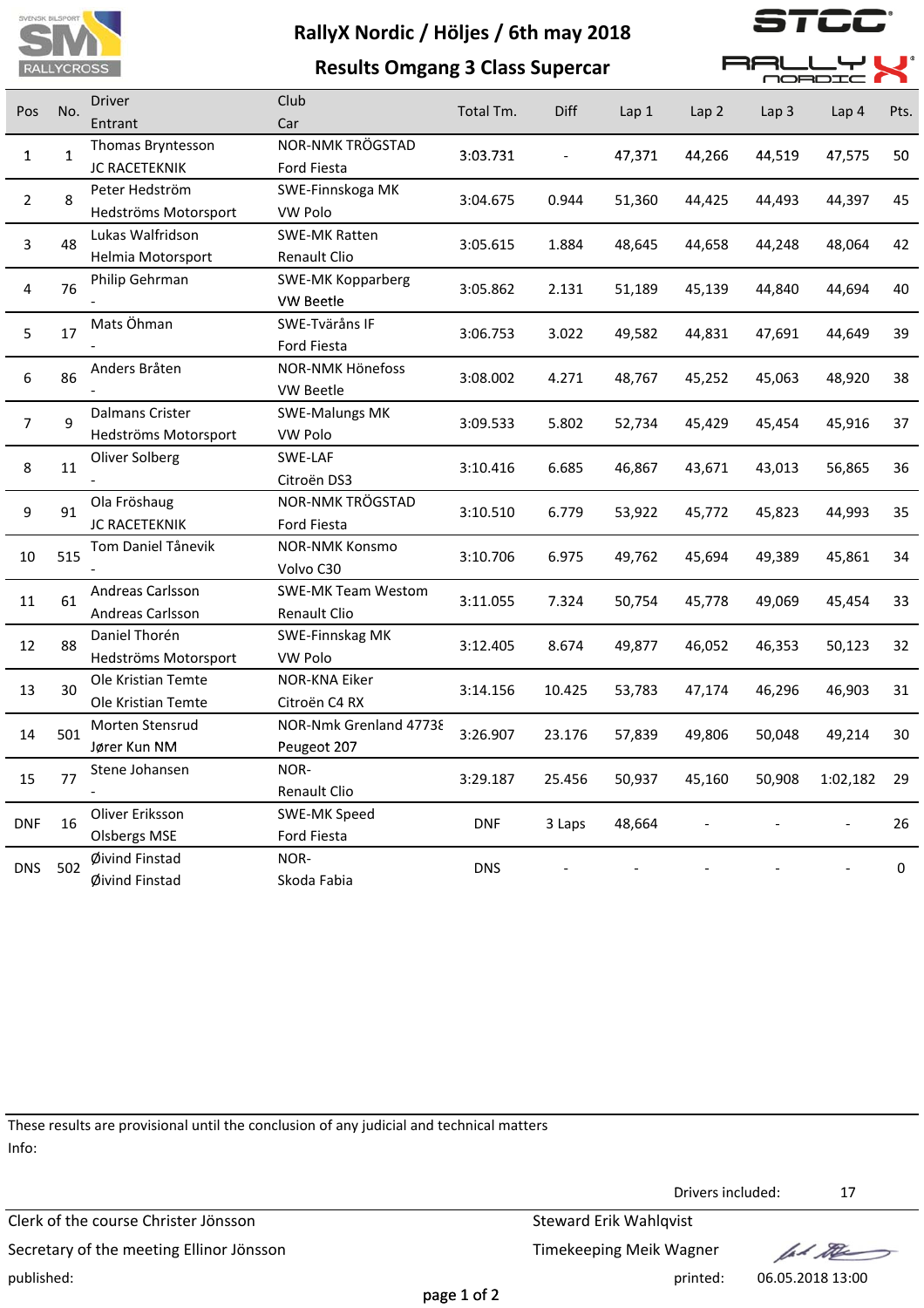# RallyX Nordic / Höljes / 6th may 2018

## Results Omgang 3 Class Supercar

| Pos | No. | Driver / Entrant | Club / Car | Total Tm. | Diff | Lap 1 | Lap 2 | Lap 3 | Lap 4 | Pts. |
|---|---|---|---|---|---|---|---|---|---|---|
| 1 | 1 | Thomas Bryntesson / JC RACETEKNIK | NOR-NMK TRÖGSTAD / Ford Fiesta | 3:03.731 | - | 47,371 | 44,266 | 44,519 | 47,575 | 50 |
| 2 | 8 | Peter Hedström / Hedströms Motorsport | SWE-Finnskoga MK / VW Polo | 3:04.675 | 0.944 | 51,360 | 44,425 | 44,493 | 44,397 | 45 |
| 3 | 48 | Lukas Walfridson / Helmia Motorsport | SWE-MK Ratten / Renault Clio | 3:05.615 | 1.884 | 48,645 | 44,658 | 44,248 | 48,064 | 42 |
| 4 | 76 | Philip Gehrman / - | SWE-MK Kopparberg / VW Beetle | 3:05.862 | 2.131 | 51,189 | 45,139 | 44,840 | 44,694 | 40 |
| 5 | 17 | Mats Öhman / - | SWE-Tväråns IF / Ford Fiesta | 3:06.753 | 3.022 | 49,582 | 44,831 | 47,691 | 44,649 | 39 |
| 6 | 86 | Anders Bråten / - | NOR-NMK Hönefoss / VW Beetle | 3:08.002 | 4.271 | 48,767 | 45,252 | 45,063 | 48,920 | 38 |
| 7 | 9 | Dalmans Crister / Hedströms Motorsport | SWE-Malungs MK / VW Polo | 3:09.533 | 5.802 | 52,734 | 45,429 | 45,454 | 45,916 | 37 |
| 8 | 11 | Oliver Solberg / - | SWE-LAF / Citroën DS3 | 3:10.416 | 6.685 | 46,867 | 43,671 | 43,013 | 56,865 | 36 |
| 9 | 91 | Ola Fröshaug / JC RACETEKNIK | NOR-NMK TRÖGSTAD / Ford Fiesta | 3:10.510 | 6.779 | 53,922 | 45,772 | 45,823 | 44,993 | 35 |
| 10 | 515 | Tom Daniel Tånevik / - | NOR-NMK Konsmo / Volvo C30 | 3:10.706 | 6.975 | 49,762 | 45,694 | 49,389 | 45,861 | 34 |
| 11 | 61 | Andreas Carlsson / Andreas Carlsson | SWE-MK Team Westom / Renault Clio | 3:11.055 | 7.324 | 50,754 | 45,778 | 49,069 | 45,454 | 33 |
| 12 | 88 | Daniel Thorén / Hedströms Motorsport | SWE-Finnskag MK / VW Polo | 3:12.405 | 8.674 | 49,877 | 46,052 | 46,353 | 50,123 | 32 |
| 13 | 30 | Ole Kristian Temte / Ole Kristian Temte | NOR-KNA Eiker / Citroën C4 RX | 3:14.156 | 10.425 | 53,783 | 47,174 | 46,296 | 46,903 | 31 |
| 14 | 501 | Morten Stensrud / Jører Kun NM | NOR-Nmk Grenland 47738 / Peugeot 207 | 3:26.907 | 23.176 | 57,839 | 49,806 | 50,048 | 49,214 | 30 |
| 15 | 77 | Stene Johansen / - | NOR- / Renault Clio | 3:29.187 | 25.456 | 50,937 | 45,160 | 50,908 | 1:02,182 | 29 |
| DNF | 16 | Oliver Eriksson / Olsbergs MSE | SWE-MK Speed / Ford Fiesta | DNF | 3 Laps | 48,664 | - | - | - | 26 |
| DNS | 502 | Øivind Finstad / Øivind Finstad | NOR- / Skoda Fabia | DNS | - | - | - | - | - | 0 |

These results are provisional until the conclusion of any judicial and technical matters

Info:

Drivers included: 17

Clerk of the course Christer Jönsson

Secretary of the meeting Ellinor Jönsson

Steward Erik Wahlqvist

Timekeeping Meik Wagner

published:

printed: 06.05.2018 13:00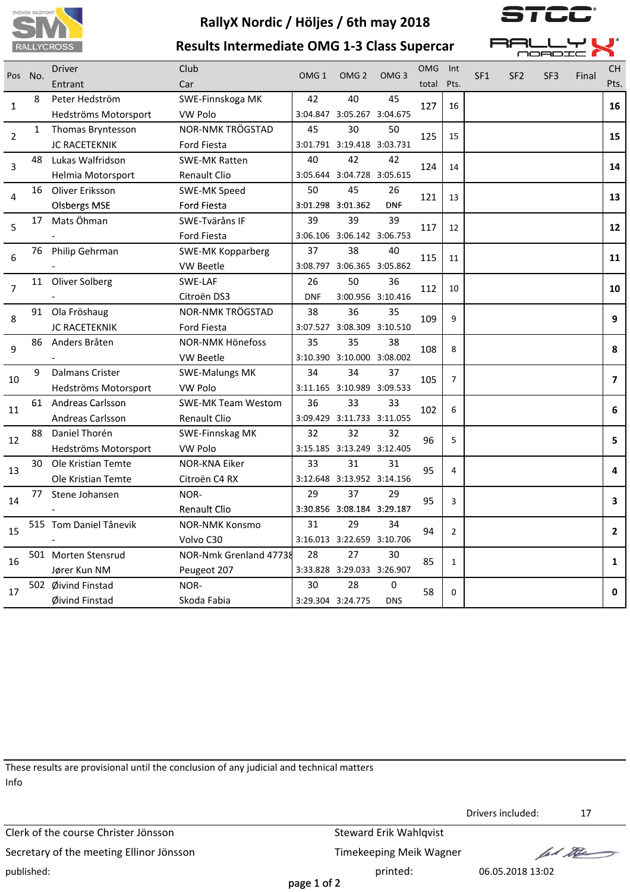# RallyX Nordic / Höljes / 6th may 2018

## Results Intermediate OMG 1-3 Class Supercar

| Pos | No. | Driver / Entrant | Club / Car | OMG 1 | OMG 2 | OMG 3 | OMG total | Int Pts. | SF1 | SF2 | SF3 | Final | CH Pts. |
|---|---|---|---|---|---|---|---|---|---|---|---|---|---|
| 1 | 8 | Peter Hedström<br>Hedströms Motorsport | SWE-Finnskoga MK<br>VW Polo | 42<br>3:04.847 | 40<br>3:05.267 | 45<br>3:04.675 | 127 | 16 | | | | | **16** |
| 2 | 1 | Thomas Bryntesson<br>JC RACETEKNIK | NOR-NMK TRÖGSTAD<br>Ford Fiesta | 45<br>3:01.791 | 30<br>3:19.418 | 50<br>3:03.731 | 125 | 15 | | | | | **15** |
| 3 | 48 | Lukas Walfridson<br>Helmia Motorsport | SWE-MK Ratten<br>Renault Clio | 40<br>3:05.644 | 42<br>3:04.728 | 42<br>3:05.615 | 124 | 14 | | | | | **14** |
| 4 | 16 | Oliver Eriksson<br>Olsbergs MSE | SWE-MK Speed<br>Ford Fiesta | 50<br>3:01.298 | 45<br>3:01.362 | 26<br>DNF | 121 | 13 | | | | | **13** |
| 5 | 17 | Mats Öhman<br>- | SWE-Tväråns IF<br>Ford Fiesta | 39<br>3:06.106 | 39<br>3:06.142 | 39<br>3:06.753 | 117 | 12 | | | | | **12** |
| 6 | 76 | Philip Gehrman<br>- | SWE-MK Kopparberg<br>VW Beetle | 37<br>3:08.797 | 38<br>3:06.365 | 40<br>3:05.862 | 115 | 11 | | | | | **11** |
| 7 | 11 | Oliver Solberg<br>- | SWE-LAF<br>Citroën DS3 | 26<br>DNF | 50<br>3:00.956 | 36<br>3:10.416 | 112 | 10 | | | | | **10** |
| 8 | 91 | Ola Fröshaug<br>JC RACETEKNIK | NOR-NMK TRÖGSTAD<br>Ford Fiesta | 38<br>3:07.527 | 36<br>3:08.309 | 35<br>3:10.510 | 109 | 9 | | | | | **9** |
| 9 | 86 | Anders Bråten<br>- | NOR-NMK Hönefoss<br>VW Beetle | 35<br>3:10.390 | 35<br>3:10.000 | 38<br>3:08.002 | 108 | 8 | | | | | **8** |
| 10 | 9 | Dalmans Crister<br>Hedströms Motorsport | SWE-Malungs MK<br>VW Polo | 34<br>3:11.165 | 34<br>3:10.989 | 37<br>3:09.533 | 105 | 7 | | | | | **7** |
| 11 | 61 | Andreas Carlsson<br>Andreas Carlsson | SWE-MK Team Westom<br>Renault Clio | 36<br>3:09.429 | 33<br>3:11.733 | 33<br>3:11.055 | 102 | 6 | | | | | **6** |
| 12 | 88 | Daniel Thorén<br>Hedströms Motorsport | SWE-Finnskag MK<br>VW Polo | 32<br>3:15.185 | 32<br>3:13.249 | 32<br>3:12.405 | 96 | 5 | | | | | **5** |
| 13 | 30 | Ole Kristian Temte<br>Ole Kristian Temte | NOR-KNA Eiker<br>Citroën C4 RX | 33<br>3:12.648 | 31<br>3:13.952 | 31<br>3:14.156 | 95 | 4 | | | | | **4** |
| 14 | 77 | Stene Johansen<br>- | NOR-<br>Renault Clio | 29<br>3:30.856 | 37<br>3:08.184 | 29<br>3:29.187 | 95 | 3 | | | | | **3** |
| 15 | 515 | Tom Daniel Tånevik<br>- | NOR-NMK Konsmo<br>Volvo C30 | 31<br>3:16.013 | 29<br>3:22.659 | 34<br>3:10.706 | 94 | 2 | | | | | **2** |
| 16 | 501 | Morten Stensrud<br>Jører Kun NM | NOR-Nmk Grenland 47738<br>Peugeot 207 | 28<br>3:33.828 | 27<br>3:29.033 | 30<br>3:26.907 | 85 | 1 | | | | | **1** |
| 17 | 502 | Øivind Finstad<br>Øivind Finstad | NOR-<br>Skoda Fabia | 30<br>3:29.304 | 28<br>3:24.775 | 0<br>DNS | 58 | 0 | | | | | **0** |

These results are provisional until the conclusion of any judicial and technical matters

Info

Drivers included: 17

Clerk of the course Christer Jönsson

Steward Erik Wahlqvist

Secretary of the meeting Ellinor Jönsson

Timekeeping Meik Wagner

published:

printed: 06.05.2018 13:02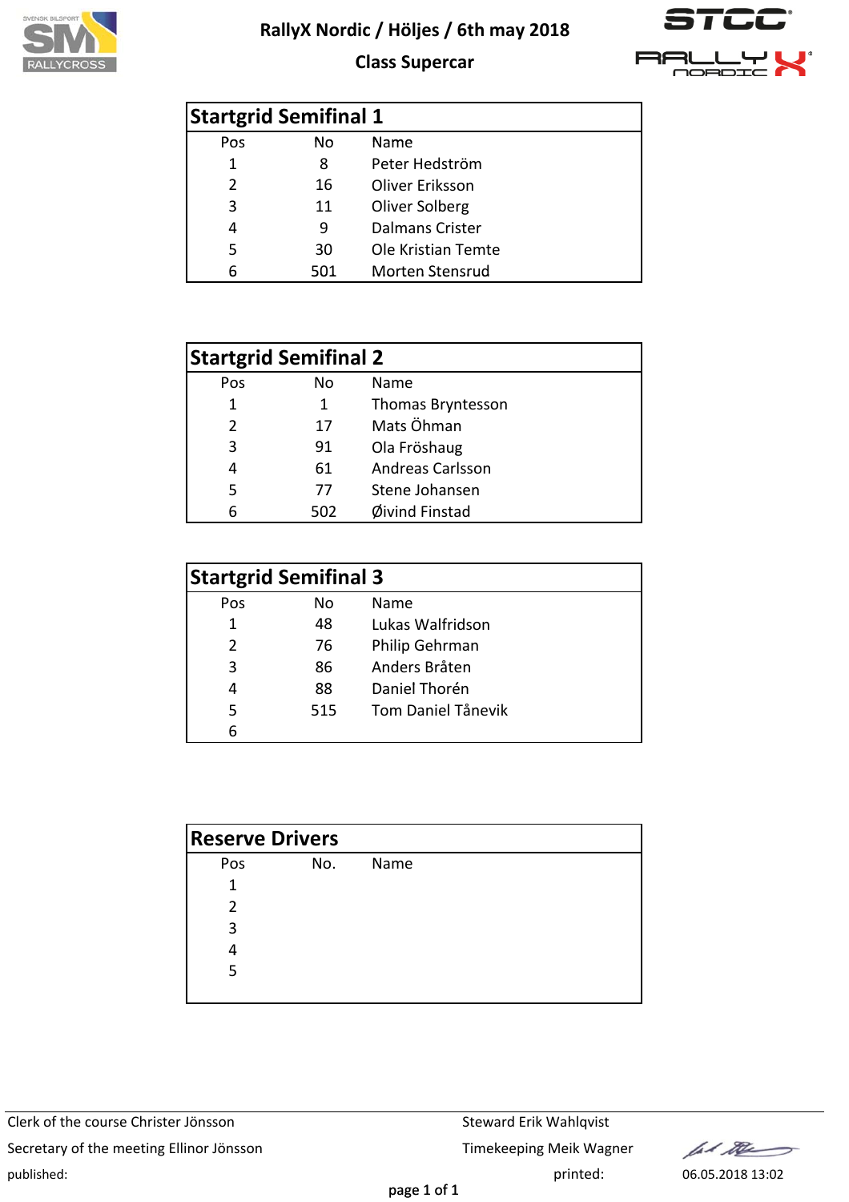# RallyX Nordic / Höljes / 6th may 2018

## Class Supercar

### Startgrid Semifinal 1

| Pos | No | Name |
|---|---|---|
| 1 | 8 | Peter Hedström |
| 2 | 16 | Oliver Eriksson |
| 3 | 11 | Oliver Solberg |
| 4 | 9 | Dalmans Crister |
| 5 | 30 | Ole Kristian Temte |
| 6 | 501 | Morten Stensrud |

### Startgrid Semifinal 2

| Pos | No | Name |
|---|---|---|
| 1 | 1 | Thomas Bryntesson |
| 2 | 17 | Mats Öhman |
| 3 | 91 | Ola Fröshaug |
| 4 | 61 | Andreas Carlsson |
| 5 | 77 | Stene Johansen |
| 6 | 502 | Øivind Finstad |

### Startgrid Semifinal 3

| Pos | No | Name |
|---|---|---|
| 1 | 48 | Lukas Walfridson |
| 2 | 76 | Philip Gehrman |
| 3 | 86 | Anders Bråten |
| 4 | 88 | Daniel Thorén |
| 5 | 515 | Tom Daniel Tånevik |
| 6 | | |

### Reserve Drivers

| Pos | No. | Name |
|---|---|---|
| 1 | | |
| 2 | | |
| 3 | | |
| 4 | | |
| 5 | | |

Clerk of the course Christer Jönsson

Steward Erik Wahlqvist

Secretary of the meeting Ellinor Jönsson

Timekeeping Meik Wagner

published:

printed: 06.05.2018 13:02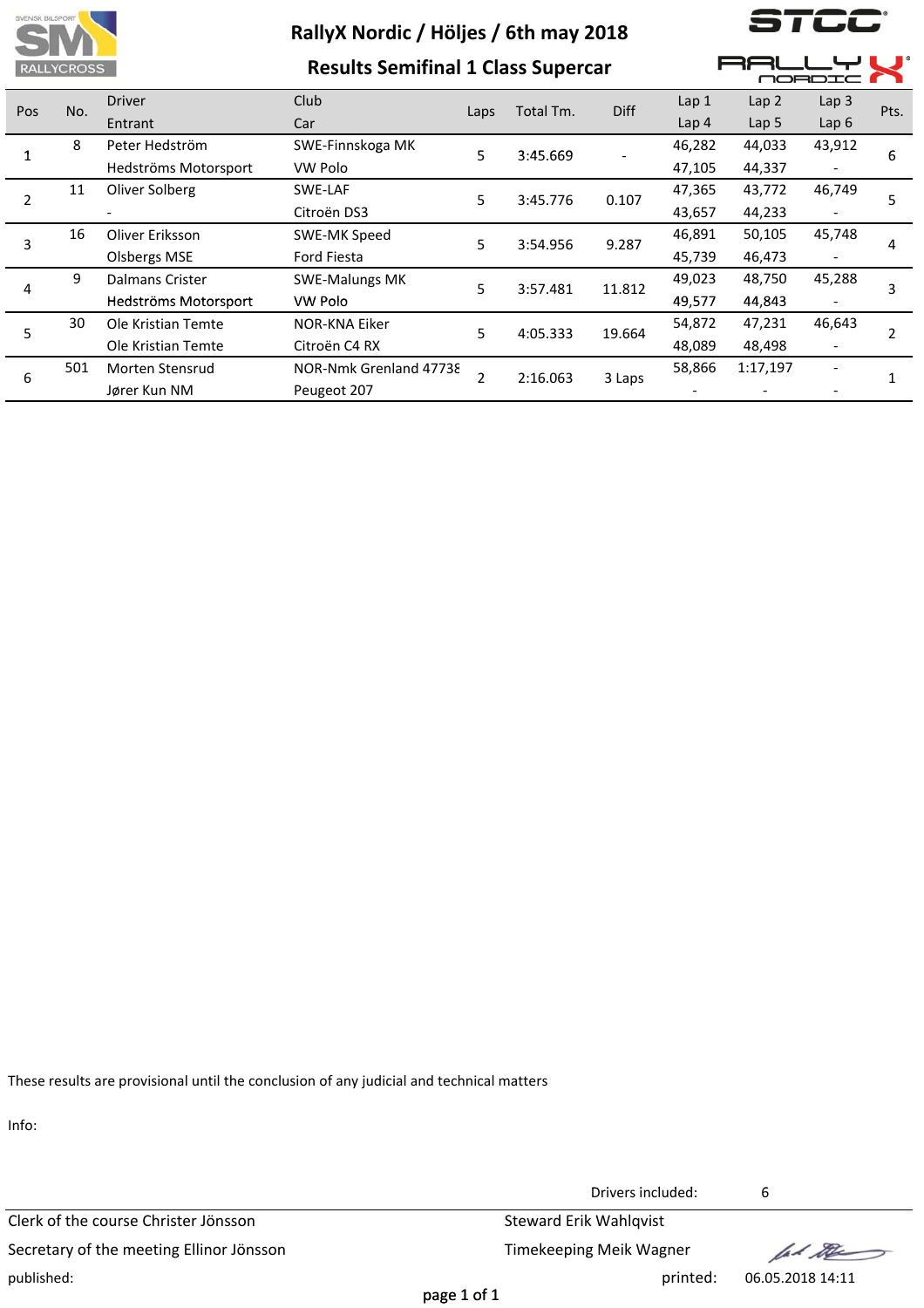# RallyX Nordic / Höljes / 6th may 2018

## Results Semifinal 1 Class Supercar

| Pos | No. | Driver / Entrant | Club / Car | Laps | Total Tm. | Diff | Lap 1 / Lap 4 | Lap 2 / Lap 5 | Lap 3 / Lap 6 | Pts. |
|---|---|---|---|---|---|---|---|---|---|---|
| 1 | 8 | Peter Hedström / Hedströms Motorsport | SWE-Finnskoga MK / VW Polo | 5 | 3:45.669 | - | 46,282 / 47,105 | 44,033 / 44,337 | 43,912 / - | 6 |
| 2 | 11 | Oliver Solberg / - | SWE-LAF / Citroën DS3 | 5 | 3:45.776 | 0.107 | 47,365 / 43,657 | 43,772 / 44,233 | 46,749 / - | 5 |
| 3 | 16 | Oliver Eriksson / Olsbergs MSE | SWE-MK Speed / Ford Fiesta | 5 | 3:54.956 | 9.287 | 46,891 / 45,739 | 50,105 / 46,473 | 45,748 / - | 4 |
| 4 | 9 | Dalmans Crister / Hedströms Motorsport | SWE-Malungs MK / VW Polo | 5 | 3:57.481 | 11.812 | 49,023 / 49,577 | 48,750 / 44,843 | 45,288 / - | 3 |
| 5 | 30 | Ole Kristian Temte / Ole Kristian Temte | NOR-KNA Eiker / Citroën C4 RX | 5 | 4:05.333 | 19.664 | 54,872 / 48,089 | 47,231 / 48,498 | 46,643 / - | 2 |
| 6 | 501 | Morten Stensrud / Jører Kun NM | NOR-Nmk Grenland 4773ε / Peugeot 207 | 2 | 2:16.063 | 3 Laps | 58,866 / - | 1:17,197 / - | - / - | 1 |

These results are provisional until the conclusion of any judicial and technical matters

Info:

Drivers included: 6

Clerk of the course Christer Jönsson

Secretary of the meeting Ellinor Jönsson

Steward Erik Wahlqvist

Timekeeping Meik Wagner

published:

printed: 06.05.2018 14:11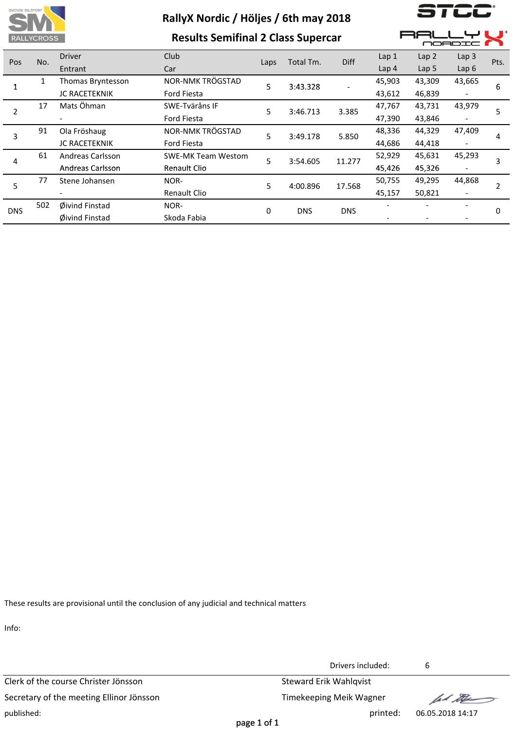# RallyX Nordic / Höljes / 6th may 2018

## Results Semifinal 2 Class Supercar

| Pos | No. | Driver / Entrant | Club / Car | Laps | Total Tm. | Diff | Lap 1 / Lap 4 | Lap 2 / Lap 5 | Lap 3 / Lap 6 | Pts. |
|---|---|---|---|---|---|---|---|---|---|---|
| 1 | 1 | Thomas Bryntesson<br>JC RACETEKNIK | NOR-NMK TRÖGSTAD<br>Ford Fiesta | 5 | 3:43.328 | - | 45,903<br>43,612 | 43,309<br>46,839 | 43,665<br>- | 6 |
| 2 | 17 | Mats Öhman<br>- | SWE-Tväråns IF<br>Ford Fiesta | 5 | 3:46.713 | 3.385 | 47,767<br>47,390 | 43,731<br>43,846 | 43,979<br>- | 5 |
| 3 | 91 | Ola Fröshaug<br>JC RACETEKNIK | NOR-NMK TRÖGSTAD<br>Ford Fiesta | 5 | 3:49.178 | 5.850 | 48,336<br>44,686 | 44,329<br>44,418 | 47,409<br>- | 4 |
| 4 | 61 | Andreas Carlsson<br>Andreas Carlsson | SWE-MK Team Westom<br>Renault Clio | 5 | 3:54.605 | 11.277 | 52,929<br>45,426 | 45,631<br>45,326 | 45,293<br>- | 3 |
| 5 | 77 | Stene Johansen<br>- | NOR-<br>Renault Clio | 5 | 4:00.896 | 17.568 | 50,755<br>45,157 | 49,295<br>50,821 | 44,868<br>- | 2 |
| DNS | 502 | Øivind Finstad<br>Øivind Finstad | NOR-<br>Skoda Fabia | 0 | DNS | DNS | -<br>- | -<br>- | -<br>- | 0 |

These results are provisional until the conclusion of any judicial and technical matters

Info:

Drivers included: 6

Clerk of the course Christer Jönsson

Secretary of the meeting Ellinor Jönsson

Steward Erik Wahlqvist

Timekeeping Meik Wagner

published:

printed: 06.05.2018 14:17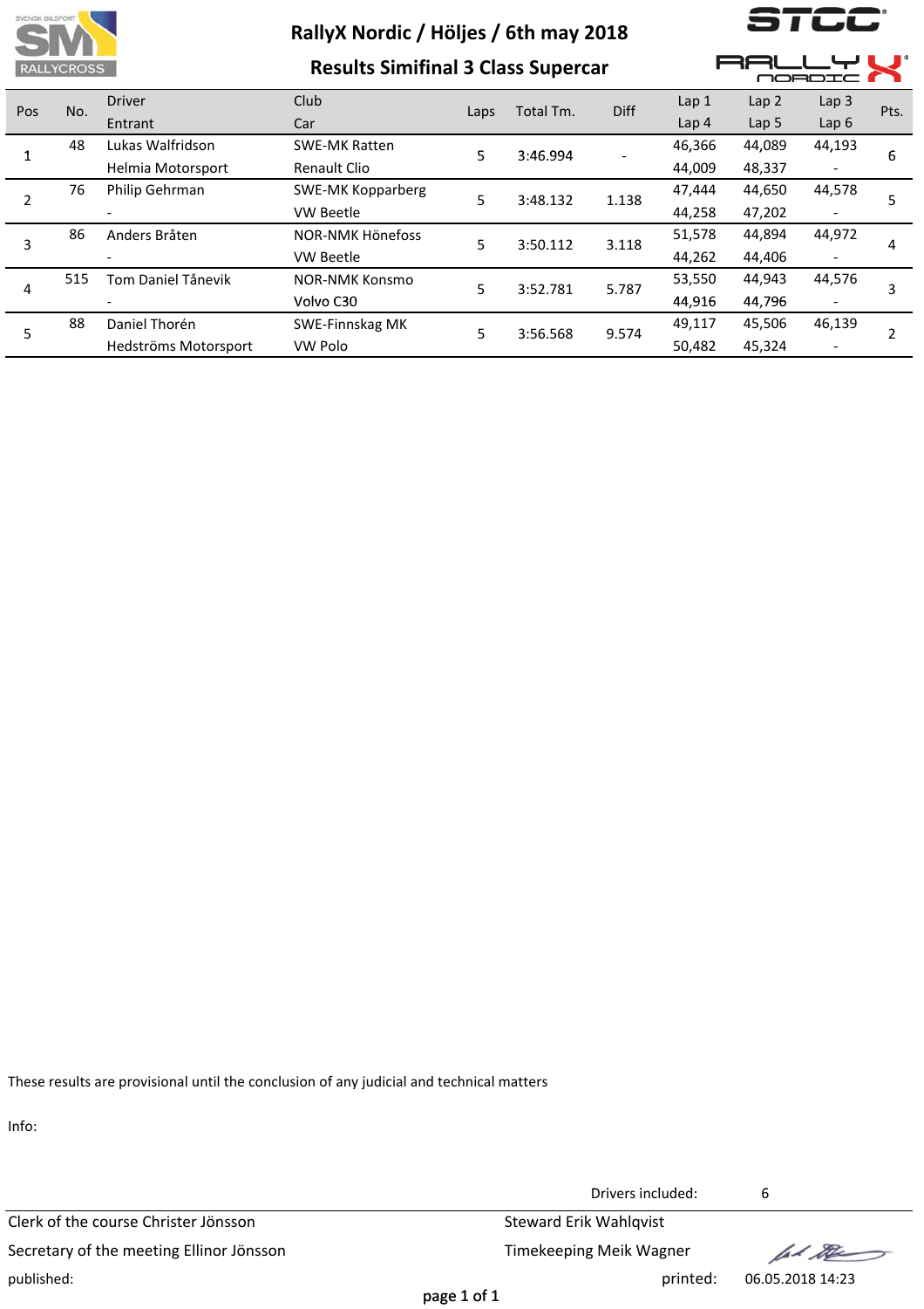# RallyX Nordic / Höljes / 6th may 2018

## Results Simifinal 3 Class Supercar

| Pos | No. | Driver / Entrant | Club / Car | Laps | Total Tm. | Diff | Lap 1 / Lap 4 | Lap 2 / Lap 5 | Lap 3 / Lap 6 | Pts. |
|---|---|---|---|---|---|---|---|---|---|---|
| 1 | 48 | Lukas Walfridson | SWE-MK Ratten | 5 | 3:46.994 | - | 46,366 | 44,089 | 44,193 | 6 |
| | | Helmia Motorsport | Renault Clio | | | | 44,009 | 48,337 | - | |
| 2 | 76 | Philip Gehrman | SWE-MK Kopparberg | 5 | 3:48.132 | 1.138 | 47,444 | 44,650 | 44,578 | 5 |
| | | - | VW Beetle | | | | 44,258 | 47,202 | - | |
| 3 | 86 | Anders Bråten | NOR-NMK Hönefoss | 5 | 3:50.112 | 3.118 | 51,578 | 44,894 | 44,972 | 4 |
| | | - | VW Beetle | | | | 44,262 | 44,406 | - | |
| 4 | 515 | Tom Daniel Tånevik | NOR-NMK Konsmo | 5 | 3:52.781 | 5.787 | 53,550 | 44,943 | 44,576 | 3 |
| | | - | Volvo C30 | | | | 44,916 | 44,796 | - | |
| 5 | 88 | Daniel Thorén | SWE-Finnskag MK | 5 | 3:56.568 | 9.574 | 49,117 | 45,506 | 46,139 | 2 |
| | | Hedströms Motorsport | VW Polo | | | | 50,482 | 45,324 | - | |

These results are provisional until the conclusion of any judicial and technical matters

Info:

Drivers included: 6

Clerk of the course Christer Jönsson

Secretary of the meeting Ellinor Jönsson

published:

Steward Erik Wahlqvist

Timekeeping Meik Wagner

printed: 06.05.2018 14:23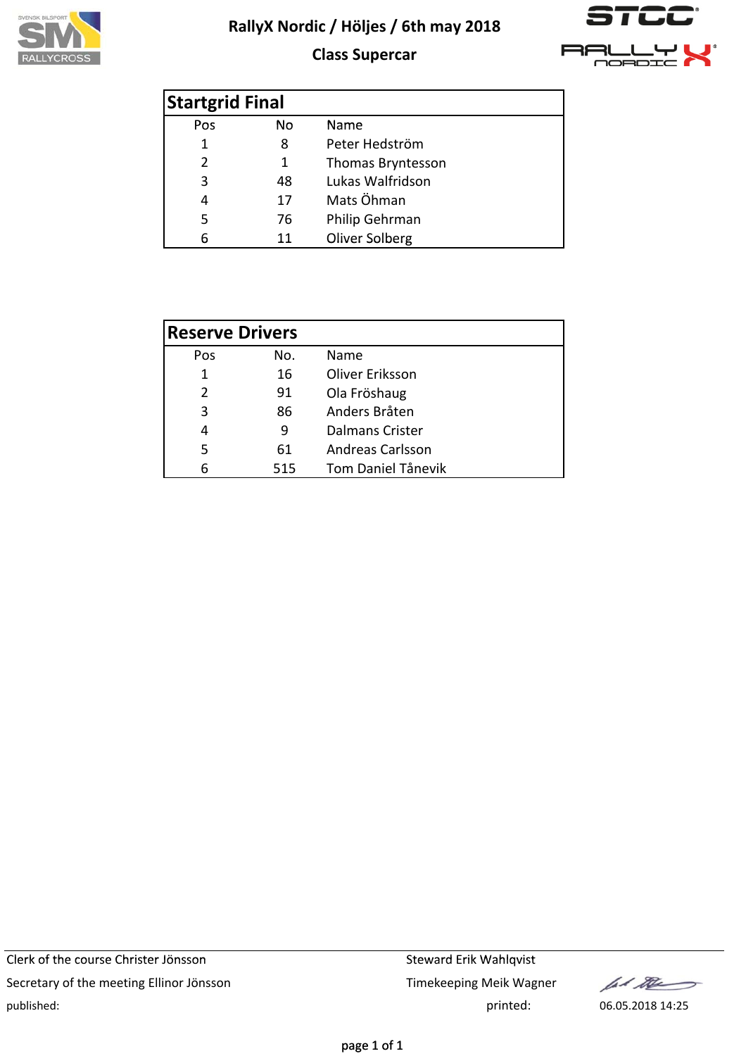# RallyX Nordic / Höljes / 6th may 2018

## Class Supercar

### Startgrid Final

| Pos | No | Name |
|---|---|---|
| 1 | 8 | Peter Hedström |
| 2 | 1 | Thomas Bryntesson |
| 3 | 48 | Lukas Walfridson |
| 4 | 17 | Mats Öhman |
| 5 | 76 | Philip Gehrman |
| 6 | 11 | Oliver Solberg |

### Reserve Drivers

| Pos | No. | Name |
|---|---|---|
| 1 | 16 | Oliver Eriksson |
| 2 | 91 | Ola Fröshaug |
| 3 | 86 | Anders Bråten |
| 4 | 9 | Dalmans Crister |
| 5 | 61 | Andreas Carlsson |
| 6 | 515 | Tom Daniel Tånevik |

Clerk of the course Christer Jönsson
Secretary of the meeting Ellinor Jönsson
published:

Steward Erik Wahlqvist
Timekeeping Meik Wagner
printed: 06.05.2018 14:25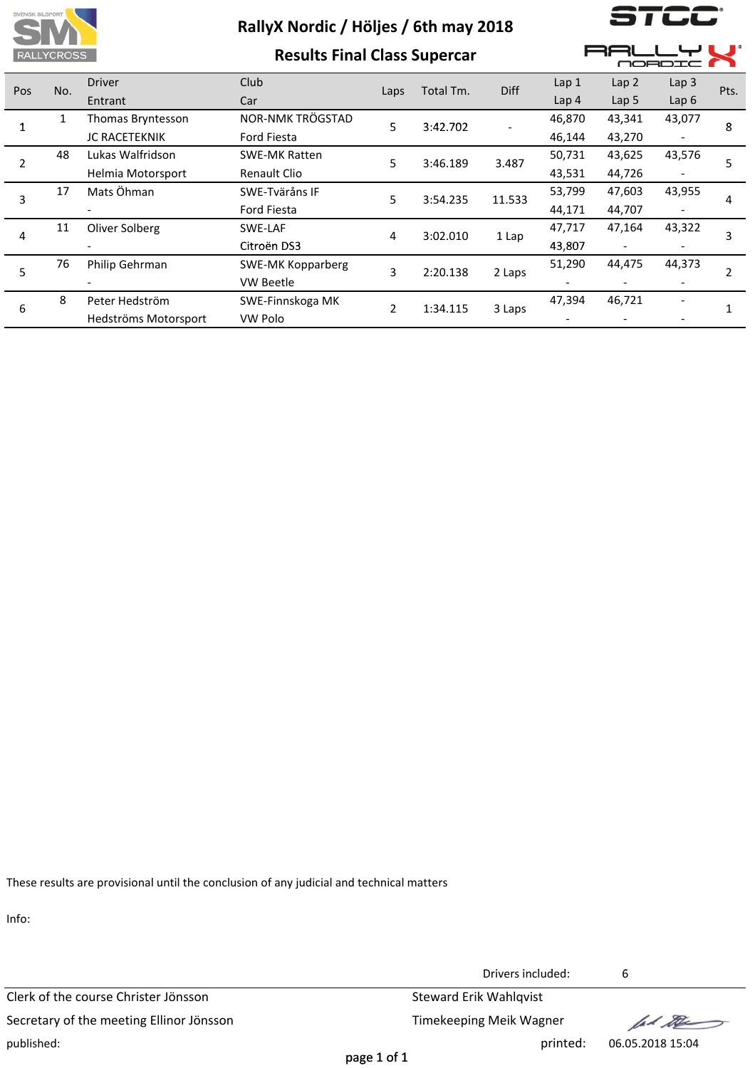# RallyX Nordic / Höljes / 6th may 2018

## Results Final Class Supercar

| Pos | No. | Driver / Entrant | Club / Car | Laps | Total Tm. | Diff | Lap 1 / Lap 4 | Lap 2 / Lap 5 | Lap 3 / Lap 6 | Pts. |
|---|---|---|---|---|---|---|---|---|---|---|
| 1 | 1 | Thomas Bryntesson<br>JC RACETEKNIK | NOR-NMK TRÖGSTAD<br>Ford Fiesta | 5 | 3:42.702 | - | 46,870<br>46,144 | 43,341<br>43,270 | 43,077<br>- | 8 |
| 2 | 48 | Lukas Walfridson<br>Helmia Motorsport | SWE-MK Ratten<br>Renault Clio | 5 | 3:46.189 | 3.487 | 50,731<br>43,531 | 43,625<br>44,726 | 43,576<br>- | 5 |
| 3 | 17 | Mats Öhman<br>- | SWE-Tväråns IF<br>Ford Fiesta | 5 | 3:54.235 | 11.533 | 53,799<br>44,171 | 47,603<br>44,707 | 43,955<br>- | 4 |
| 4 | 11 | Oliver Solberg<br>- | SWE-LAF<br>Citroën DS3 | 4 | 3:02.010 | 1 Lap | 47,717<br>43,807 | 47,164<br>- | 43,322<br>- | 3 |
| 5 | 76 | Philip Gehrman<br>- | SWE-MK Kopparberg<br>VW Beetle | 3 | 2:20.138 | 2 Laps | 51,290<br>- | 44,475<br>- | 44,373<br>- | 2 |
| 6 | 8 | Peter Hedström<br>Hedströms Motorsport | SWE-Finnskoga MK<br>VW Polo | 2 | 1:34.115 | 3 Laps | 47,394<br>- | 46,721<br>- | -<br>- | 1 |

These results are provisional until the conclusion of any judicial and technical matters

Info:

Drivers included: 6

Clerk of the course Christer Jönsson

Steward Erik Wahlqvist

Secretary of the meeting Ellinor Jönsson

Timekeeping Meik Wagner

published:

printed: 06.05.2018 15:04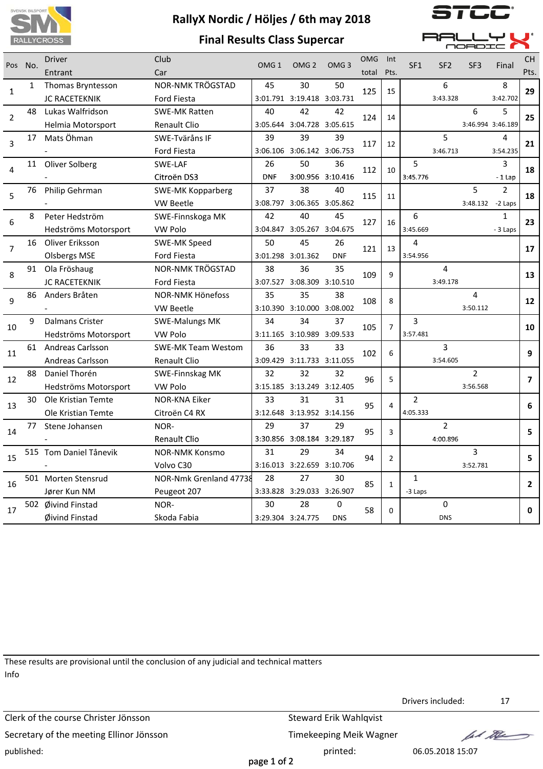# RallyX Nordic / Höljes / 6th may 2018

## Final Results Class Supercar

| Pos | No. | Driver / Entrant | Club / Car | OMG 1 | OMG 2 | OMG 3 | OMG total | Int Pts. | SF1 | SF2 | SF3 | Final | CH Pts. |
|---|---|---|---|---|---|---|---|---|---|---|---|---|---|
| 1 | 1 | Thomas Bryntesson / JC RACETEKNIK | NOR-NMK TRÖGSTAD / Ford Fiesta | 45 / 3:01.791 | 30 / 3:19.418 | 50 / 3:03.731 | 125 | 15 | | 6 / 3:43.328 | | 8 / 3:42.702 | **29** |
| 2 | 48 | Lukas Walfridson / Helmia Motorsport | SWE-MK Ratten / Renault Clio | 40 / 3:05.644 | 42 / 3:04.728 | 42 / 3:05.615 | 124 | 14 | | | 6 / 3:46.994 | 5 / 3:46.189 | **25** |
| 3 | 17 | Mats Öhman / - | SWE-Tväråns IF / Ford Fiesta | 39 / 3:06.106 | 39 / 3:06.142 | 39 / 3:06.753 | 117 | 12 | | 5 / 3:46.713 | | 4 / 3:54.235 | **21** |
| 4 | 11 | Oliver Solberg / - | SWE-LAF / Citroën DS3 | 26 / DNF | 50 / 3:00.956 | 36 / 3:10.416 | 112 | 10 | 5 / 3:45.776 | | | 3 / - 1 Lap | **18** |
| 5 | 76 | Philip Gehrman / - | SWE-MK Kopparberg / VW Beetle | 37 / 3:08.797 | 38 / 3:06.365 | 40 / 3:05.862 | 115 | 11 | | | 5 / 3:48.132 | 2 / -2 Laps | **18** |
| 6 | 8 | Peter Hedström / Hedströms Motorsport | SWE-Finnskoga MK / VW Polo | 42 / 3:04.847 | 40 / 3:05.267 | 45 / 3:04.675 | 127 | 16 | 6 / 3:45.669 | | | 1 / - 3 Laps | **23** |
| 7 | 16 | Oliver Eriksson / Olsbergs MSE | SWE-MK Speed / Ford Fiesta | 50 / 3:01.298 | 45 / 3:01.362 | 26 / DNF | 121 | 13 | 4 / 3:54.956 | | | | **17** |
| 8 | 91 | Ola Fröshaug / JC RACETEKNIK | NOR-NMK TRÖGSTAD / Ford Fiesta | 38 / 3:07.527 | 36 / 3:08.309 | 35 / 3:10.510 | 109 | 9 | | 4 / 3:49.178 | | | **13** |
| 9 | 86 | Anders Bråten / - | NOR-NMK Hönefoss / VW Beetle | 35 / 3:10.390 | 35 / 3:10.000 | 38 / 3:08.002 | 108 | 8 | | | 4 / 3:50.112 | | **12** |
| 10 | 9 | Dalmans Crister / Hedströms Motorsport | SWE-Malungs MK / VW Polo | 34 / 3:11.165 | 34 / 3:10.989 | 37 / 3:09.533 | 105 | 7 | 3 / 3:57.481 | | | | **10** |
| 11 | 61 | Andreas Carlsson / Andreas Carlsson | SWE-MK Team Westom / Renault Clio | 36 / 3:09.429 | 33 / 3:11.733 | 33 / 3:11.055 | 102 | 6 | | 3 / 3:54.605 | | | **9** |
| 12 | 88 | Daniel Thorén / Hedströms Motorsport | SWE-Finnskag MK / VW Polo | 32 / 3:15.185 | 32 / 3:13.249 | 32 / 3:12.405 | 96 | 5 | | | 2 / 3:56.568 | | **7** |
| 13 | 30 | Ole Kristian Temte / Ole Kristian Temte | NOR-KNA Eiker / Citroën C4 RX | 33 / 3:12.648 | 31 / 3:13.952 | 31 / 3:14.156 | 95 | 4 | 2 / 4:05.333 | | | | **6** |
| 14 | 77 | Stene Johansen / - | NOR- / Renault Clio | 29 / 3:30.856 | 37 / 3:08.184 | 29 / 3:29.187 | 95 | 3 | | 2 / 4:00.896 | | | **5** |
| 15 | 515 | Tom Daniel Tånevik / - | NOR-NMK Konsmo / Volvo C30 | 31 / 3:16.013 | 29 / 3:22.659 | 34 / 3:10.706 | 94 | 2 | | | 3 / 3:52.781 | | **5** |
| 16 | 501 | Morten Stensrud / Jører Kun NM | NOR-Nmk Grenland 47738 / Peugeot 207 | 28 / 3:33.828 | 27 / 3:29.033 | 30 / 3:26.907 | 85 | 1 | 1 / -3 Laps | | | | **2** |
| 17 | 502 | Øivind Finstad / Øivind Finstad | NOR- / Skoda Fabia | 30 / 3:29.304 | 28 / 3:24.775 | 0 / DNS | 58 | 0 | | 0 / DNS | | | **0** |

These results are provisional until the conclusion of any judicial and technical matters

Info

Drivers included: 17

Clerk of the course Christer Jönsson

Steward Erik Wahlqvist

Secretary of the meeting Ellinor Jönsson

Timekeeping Meik Wagner

published:

printed: 06.05.2018 15:07